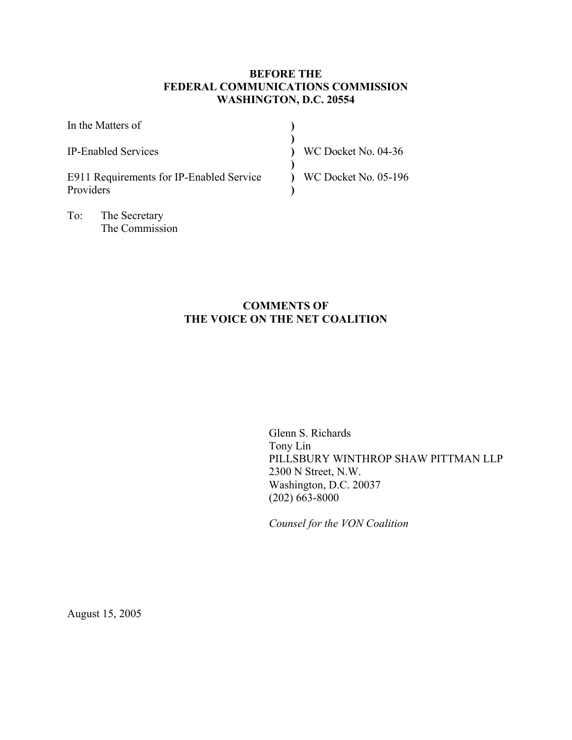**BEFORE THE**
**FEDERAL COMMUNICATIONS COMMISSION**
**WASHINGTON, D.C. 20554**

| | | |
|---|---|---|
| In the Matters of | ) | |
| | ) | |
| IP-Enabled Services | ) | WC Docket No. 04-36 |
| | ) | |
| E911 Requirements for IP-Enabled Service Providers | ) | WC Docket No. 05-196 |
| | ) | |

To: The Secretary
The Commission

**COMMENTS OF**
**THE VOICE ON THE NET COALITION**

Glenn S. Richards
Tony Lin
PILLSBURY WINTHROP SHAW PITTMAN LLP
2300 N Street, N.W.
Washington, D.C. 20037
(202) 663-8000

*Counsel for the VON Coalition*

August 15, 2005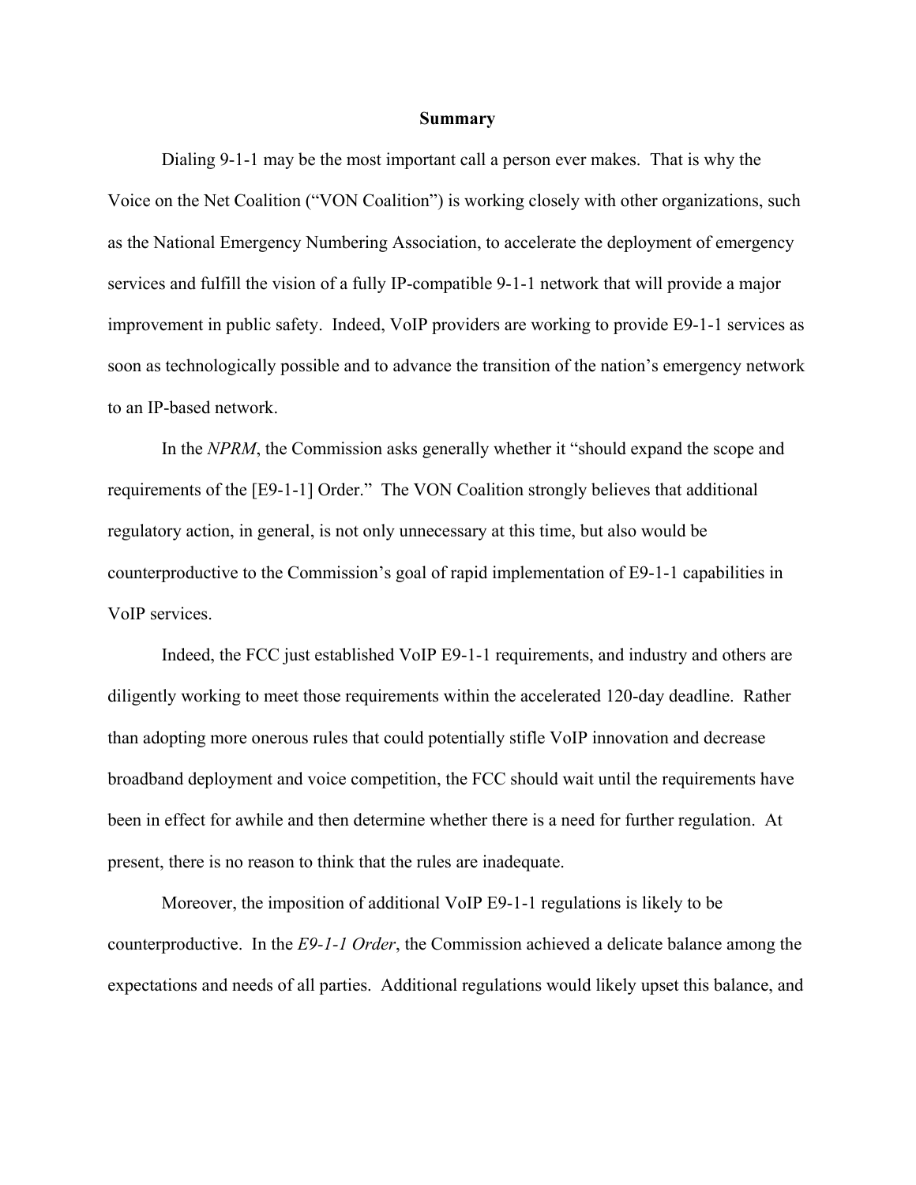## Summary

Dialing 9-1-1 may be the most important call a person ever makes. That is why the Voice on the Net Coalition ("VON Coalition") is working closely with other organizations, such as the National Emergency Numbering Association, to accelerate the deployment of emergency services and fulfill the vision of a fully IP-compatible 9-1-1 network that will provide a major improvement in public safety. Indeed, VoIP providers are working to provide E9-1-1 services as soon as technologically possible and to advance the transition of the nation's emergency network to an IP-based network.

In the *NPRM*, the Commission asks generally whether it "should expand the scope and requirements of the [E9-1-1] Order." The VON Coalition strongly believes that additional regulatory action, in general, is not only unnecessary at this time, but also would be counterproductive to the Commission's goal of rapid implementation of E9-1-1 capabilities in VoIP services.

Indeed, the FCC just established VoIP E9-1-1 requirements, and industry and others are diligently working to meet those requirements within the accelerated 120-day deadline. Rather than adopting more onerous rules that could potentially stifle VoIP innovation and decrease broadband deployment and voice competition, the FCC should wait until the requirements have been in effect for awhile and then determine whether there is a need for further regulation. At present, there is no reason to think that the rules are inadequate.

Moreover, the imposition of additional VoIP E9-1-1 regulations is likely to be counterproductive. In the *E9-1-1 Order*, the Commission achieved a delicate balance among the expectations and needs of all parties. Additional regulations would likely upset this balance, and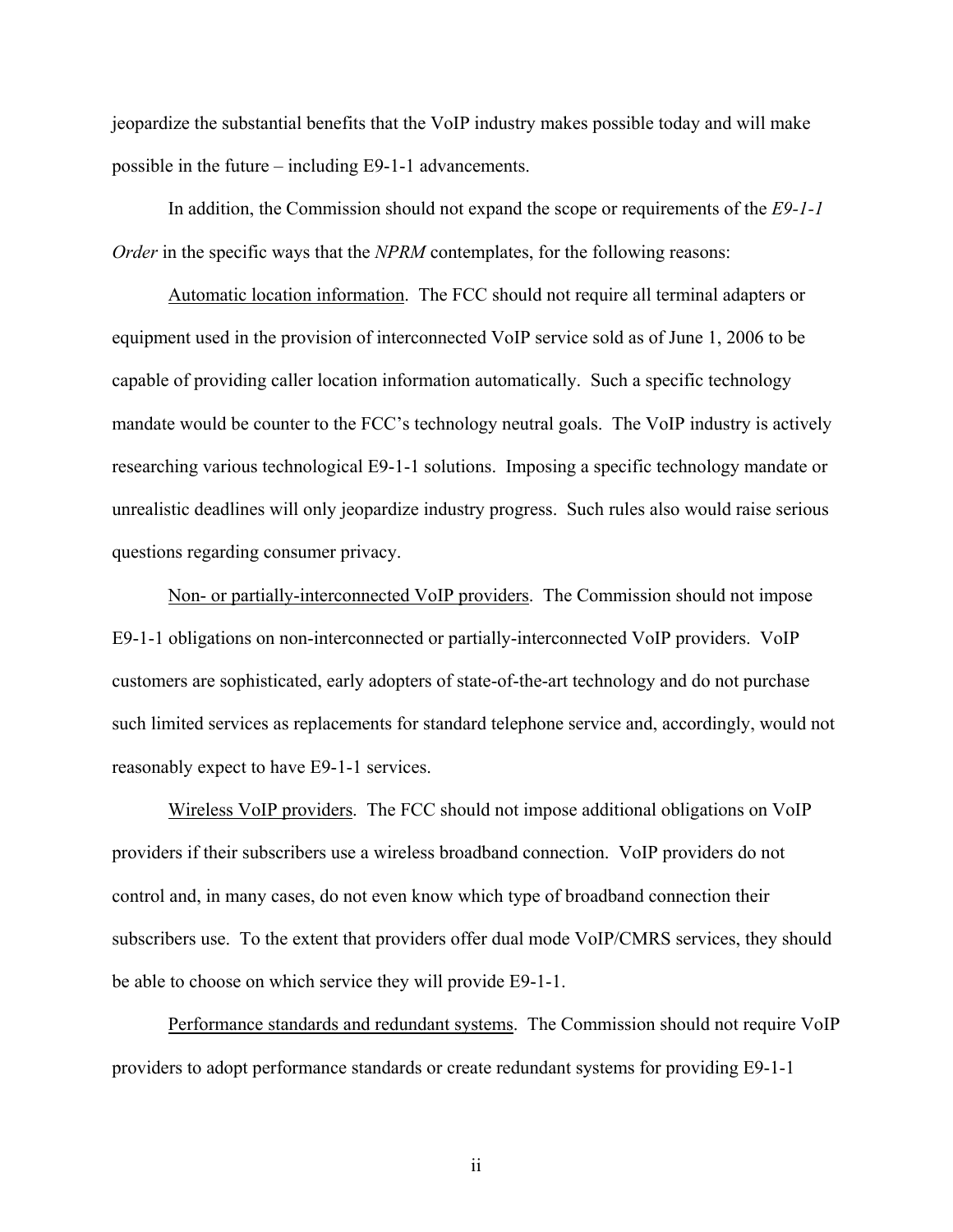jeopardize the substantial benefits that the VoIP industry makes possible today and will make possible in the future – including E9-1-1 advancements.

In addition, the Commission should not expand the scope or requirements of the *E9-1-1 Order* in the specific ways that the *NPRM* contemplates, for the following reasons:

Automatic location information. The FCC should not require all terminal adapters or equipment used in the provision of interconnected VoIP service sold as of June 1, 2006 to be capable of providing caller location information automatically. Such a specific technology mandate would be counter to the FCC's technology neutral goals. The VoIP industry is actively researching various technological E9-1-1 solutions. Imposing a specific technology mandate or unrealistic deadlines will only jeopardize industry progress. Such rules also would raise serious questions regarding consumer privacy.

Non- or partially-interconnected VoIP providers. The Commission should not impose E9-1-1 obligations on non-interconnected or partially-interconnected VoIP providers. VoIP customers are sophisticated, early adopters of state-of-the-art technology and do not purchase such limited services as replacements for standard telephone service and, accordingly, would not reasonably expect to have E9-1-1 services.

Wireless VoIP providers. The FCC should not impose additional obligations on VoIP providers if their subscribers use a wireless broadband connection. VoIP providers do not control and, in many cases, do not even know which type of broadband connection their subscribers use. To the extent that providers offer dual mode VoIP/CMRS services, they should be able to choose on which service they will provide E9-1-1.

Performance standards and redundant systems. The Commission should not require VoIP providers to adopt performance standards or create redundant systems for providing E9-1-1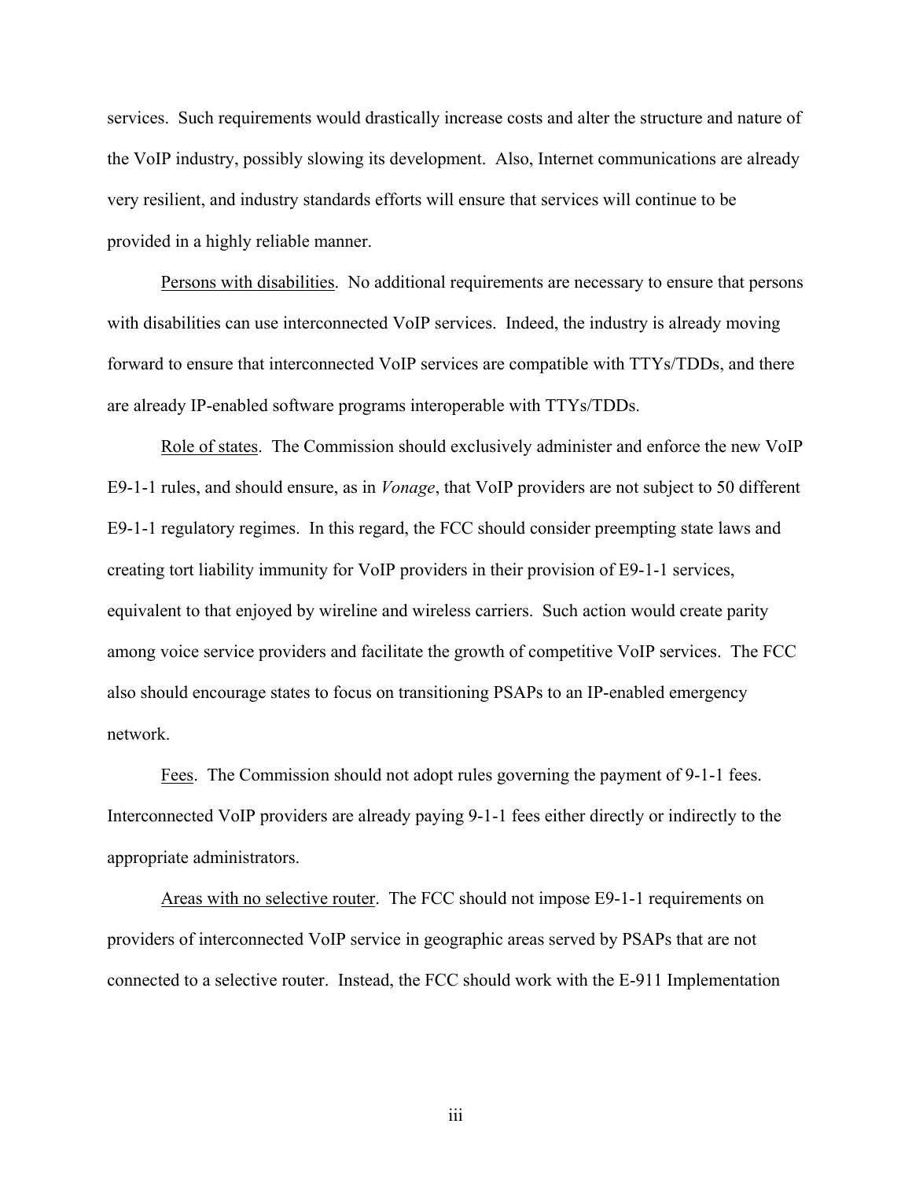services. Such requirements would drastically increase costs and alter the structure and nature of the VoIP industry, possibly slowing its development. Also, Internet communications are already very resilient, and industry standards efforts will ensure that services will continue to be provided in a highly reliable manner.

<u>Persons with disabilities</u>. No additional requirements are necessary to ensure that persons with disabilities can use interconnected VoIP services. Indeed, the industry is already moving forward to ensure that interconnected VoIP services are compatible with TTYs/TDDs, and there are already IP-enabled software programs interoperable with TTYs/TDDs.

<u>Role of states</u>. The Commission should exclusively administer and enforce the new VoIP E9-1-1 rules, and should ensure, as in *Vonage*, that VoIP providers are not subject to 50 different E9-1-1 regulatory regimes. In this regard, the FCC should consider preempting state laws and creating tort liability immunity for VoIP providers in their provision of E9-1-1 services, equivalent to that enjoyed by wireline and wireless carriers. Such action would create parity among voice service providers and facilitate the growth of competitive VoIP services. The FCC also should encourage states to focus on transitioning PSAPs to an IP-enabled emergency network.

<u>Fees</u>. The Commission should not adopt rules governing the payment of 9-1-1 fees. Interconnected VoIP providers are already paying 9-1-1 fees either directly or indirectly to the appropriate administrators.

<u>Areas with no selective router</u>. The FCC should not impose E9-1-1 requirements on providers of interconnected VoIP service in geographic areas served by PSAPs that are not connected to a selective router. Instead, the FCC should work with the E-911 Implementation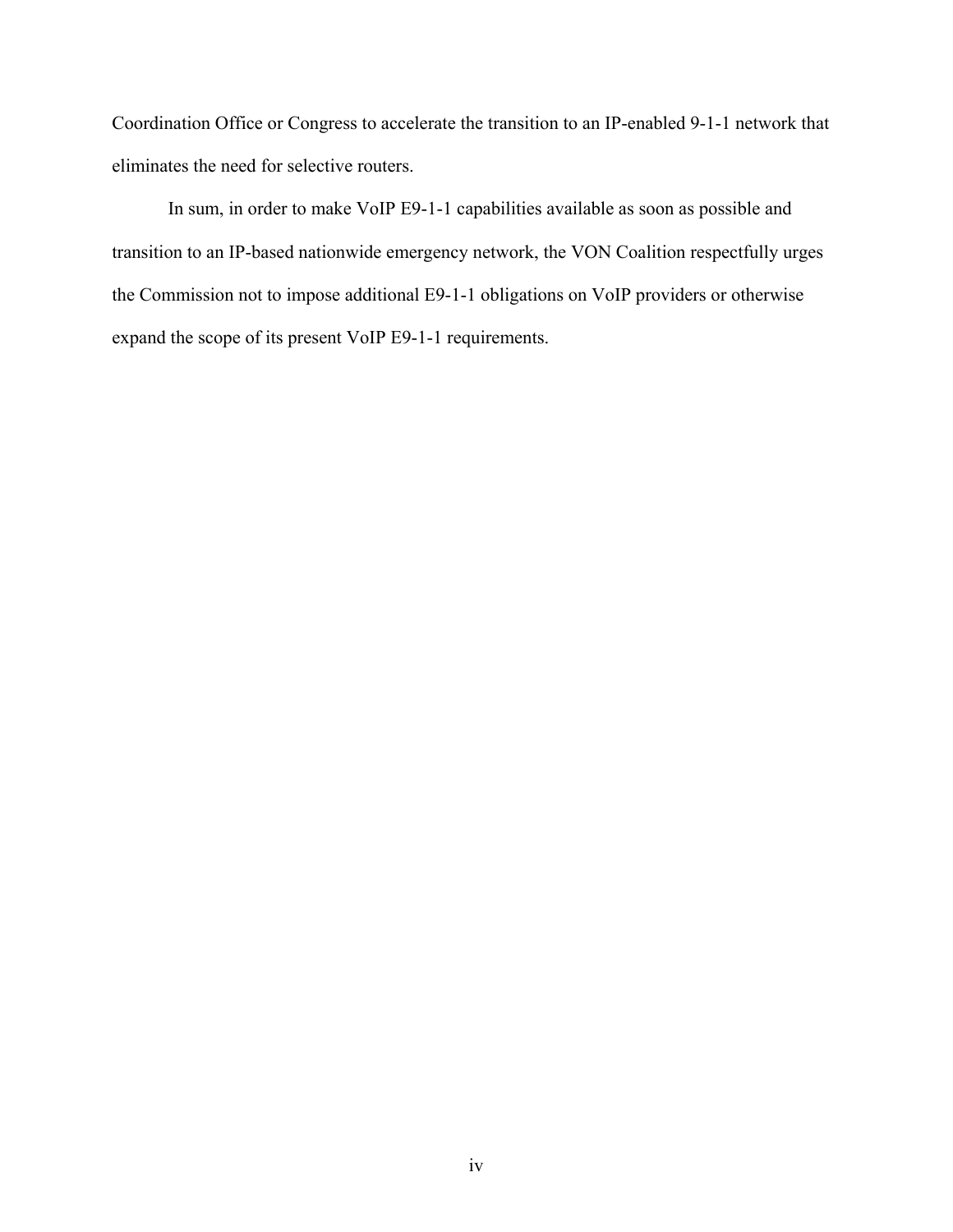Coordination Office or Congress to accelerate the transition to an IP-enabled 9-1-1 network that eliminates the need for selective routers.

In sum, in order to make VoIP E9-1-1 capabilities available as soon as possible and transition to an IP-based nationwide emergency network, the VON Coalition respectfully urges the Commission not to impose additional E9-1-1 obligations on VoIP providers or otherwise expand the scope of its present VoIP E9-1-1 requirements.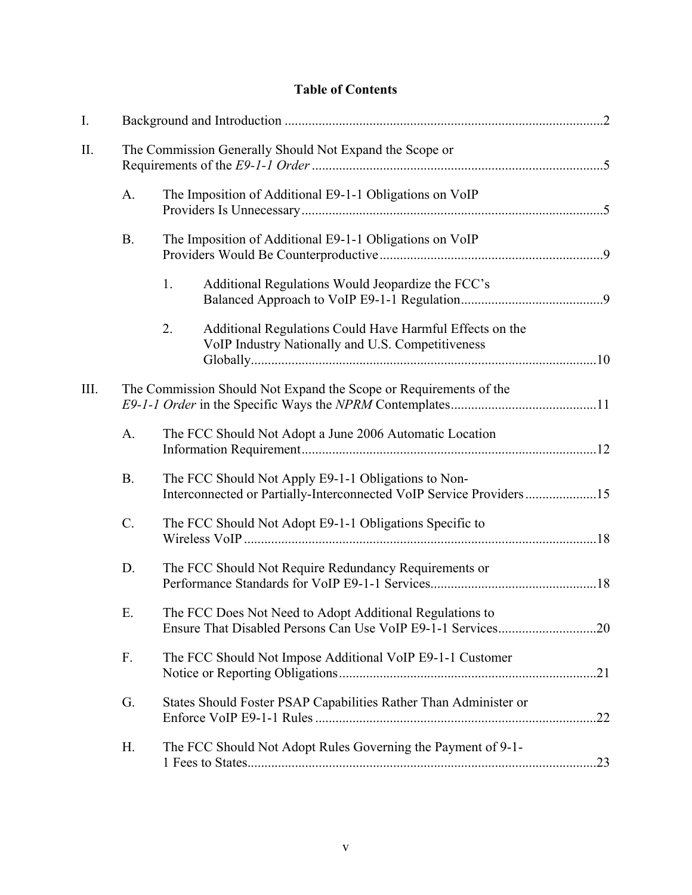## Table of Contents

I. Background and Introduction ..... 2

II. The Commission Generally Should Not Expand the Scope or Requirements of the *E9-1-1 Order* ..... 5

- A. The Imposition of Additional E9-1-1 Obligations on VoIP Providers Is Unnecessary ..... 5
- B. The Imposition of Additional E9-1-1 Obligations on VoIP Providers Would Be Counterproductive ..... 9
  - 1. Additional Regulations Would Jeopardize the FCC's Balanced Approach to VoIP E9-1-1 Regulation ..... 9
  - 2. Additional Regulations Could Have Harmful Effects on the VoIP Industry Nationally and U.S. Competitiveness Globally ..... 10

III. The Commission Should Not Expand the Scope or Requirements of the *E9-1-1 Order* in the Specific Ways the *NPRM* Contemplates ..... 11

- A. The FCC Should Not Adopt a June 2006 Automatic Location Information Requirement ..... 12
- B. The FCC Should Not Apply E9-1-1 Obligations to Non-Interconnected or Partially-Interconnected VoIP Service Providers ..... 15
- C. The FCC Should Not Adopt E9-1-1 Obligations Specific to Wireless VoIP ..... 18
- D. The FCC Should Not Require Redundancy Requirements or Performance Standards for VoIP E9-1-1 Services ..... 18
- E. The FCC Does Not Need to Adopt Additional Regulations to Ensure That Disabled Persons Can Use VoIP E9-1-1 Services ..... 20
- F. The FCC Should Not Impose Additional VoIP E9-1-1 Customer Notice or Reporting Obligations ..... 21
- G. States Should Foster PSAP Capabilities Rather Than Administer or Enforce VoIP E9-1-1 Rules ..... 22
- H. The FCC Should Not Adopt Rules Governing the Payment of 9-1-1 Fees to States ..... 23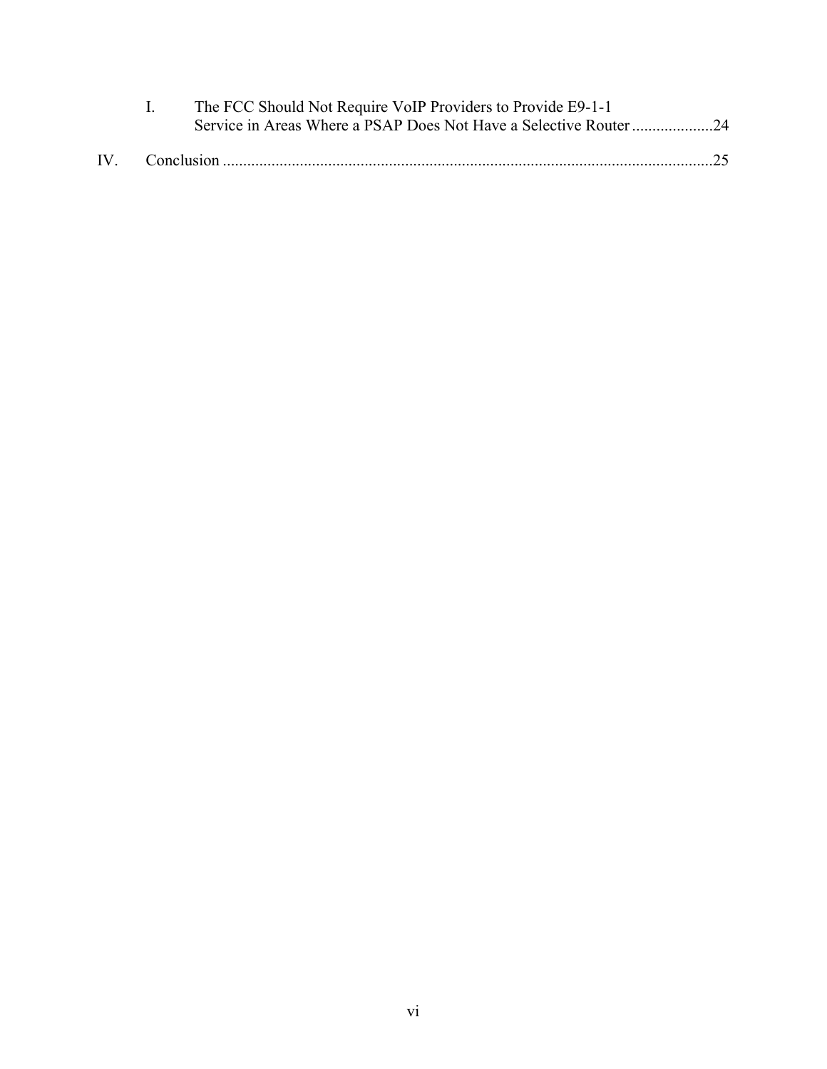I. The FCC Should Not Require VoIP Providers to Provide E9-1-1 Service in Areas Where a PSAP Does Not Have a Selective Router ....................24

IV. Conclusion ........................................................................................................................25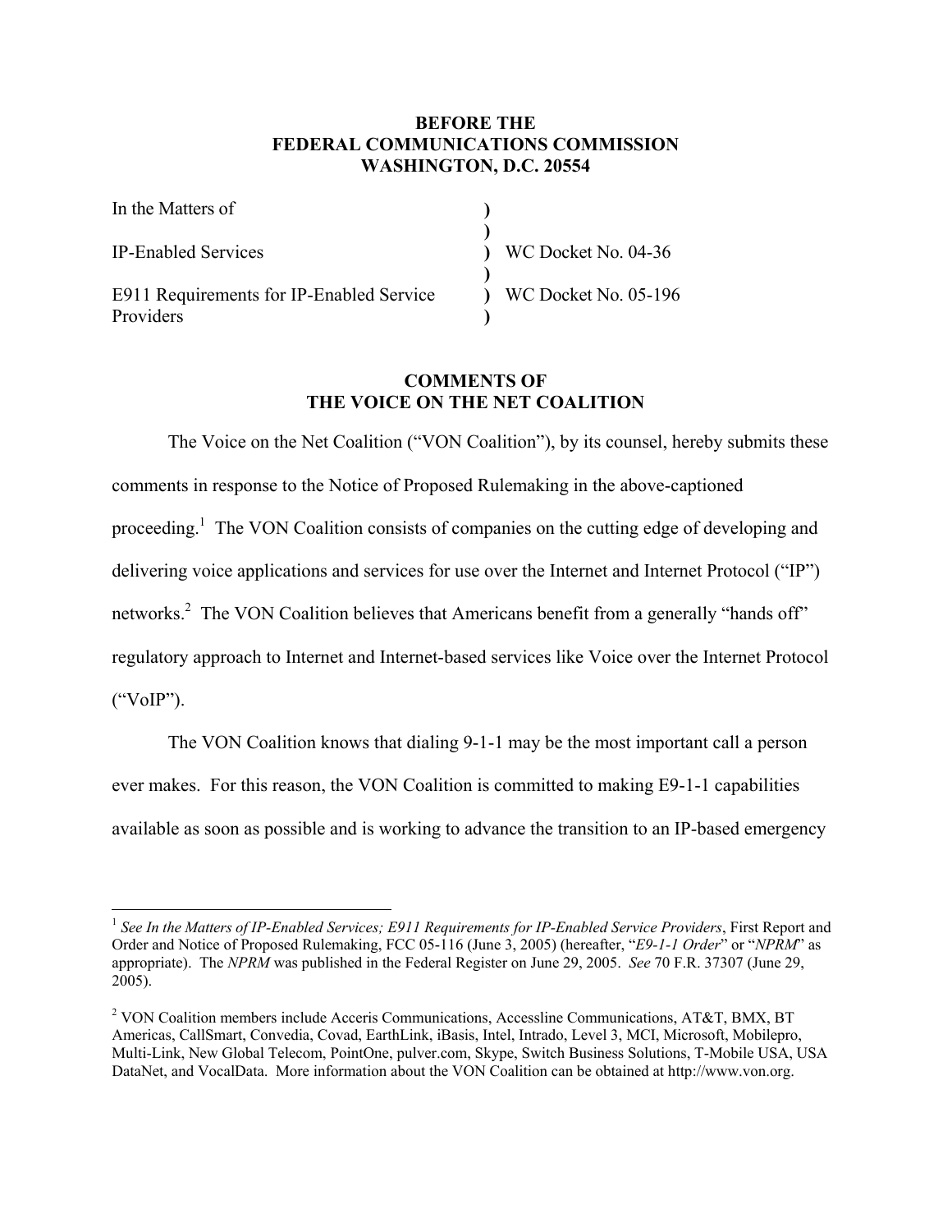**BEFORE THE**
**FEDERAL COMMUNICATIONS COMMISSION**
**WASHINGTON, D.C. 20554**

| | | |
|---|---|---|
| In the Matters of | ) | |
| | ) | |
| IP-Enabled Services | ) | WC Docket No. 04-36 |
| | ) | |
| E911 Requirements for IP-Enabled Service Providers | ) | WC Docket No. 05-196 |
| | ) | |

## COMMENTS OF THE VOICE ON THE NET COALITION

The Voice on the Net Coalition ("VON Coalition"), by its counsel, hereby submits these comments in response to the Notice of Proposed Rulemaking in the above-captioned proceeding.[1] The VON Coalition consists of companies on the cutting edge of developing and delivering voice applications and services for use over the Internet and Internet Protocol ("IP") networks.[2] The VON Coalition believes that Americans benefit from a generally "hands off" regulatory approach to Internet and Internet-based services like Voice over the Internet Protocol ("VoIP").

The VON Coalition knows that dialing 9-1-1 may be the most important call a person ever makes. For this reason, the VON Coalition is committed to making E9-1-1 capabilities available as soon as possible and is working to advance the transition to an IP-based emergency

---

[1] *See In the Matters of IP-Enabled Services; E911 Requirements for IP-Enabled Service Providers*, First Report and Order and Notice of Proposed Rulemaking, FCC 05-116 (June 3, 2005) (hereafter, "*E9-1-1 Order*" or "*NPRM*" as appropriate). The *NPRM* was published in the Federal Register on June 29, 2005. *See* 70 F.R. 37307 (June 29, 2005).

[2] VON Coalition members include Acceris Communications, Accessline Communications, AT&T, BMX, BT Americas, CallSmart, Convedia, Covad, EarthLink, iBasis, Intel, Intrado, Level 3, MCI, Microsoft, Mobilepro, Multi-Link, New Global Telecom, PointOne, pulver.com, Skype, Switch Business Solutions, T-Mobile USA, USA DataNet, and VocalData. More information about the VON Coalition can be obtained at http://www.von.org.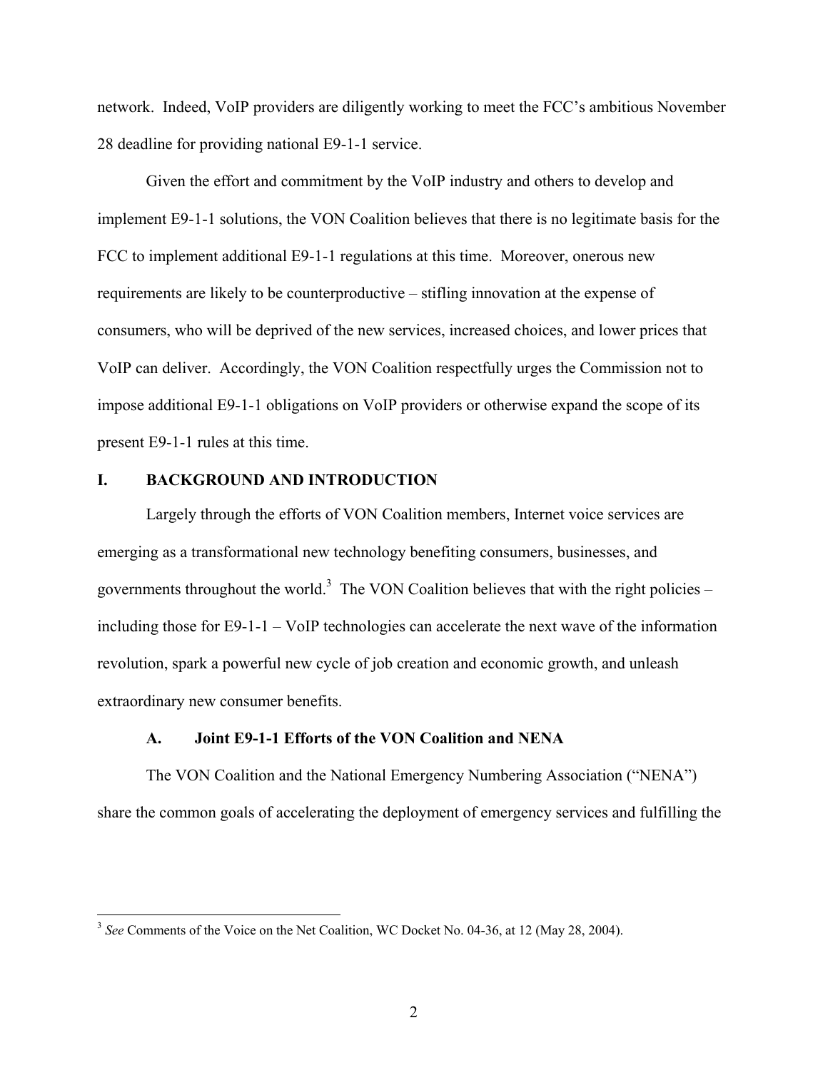network. Indeed, VoIP providers are diligently working to meet the FCC's ambitious November 28 deadline for providing national E9-1-1 service.

Given the effort and commitment by the VoIP industry and others to develop and implement E9-1-1 solutions, the VON Coalition believes that there is no legitimate basis for the FCC to implement additional E9-1-1 regulations at this time. Moreover, onerous new requirements are likely to be counterproductive – stifling innovation at the expense of consumers, who will be deprived of the new services, increased choices, and lower prices that VoIP can deliver. Accordingly, the VON Coalition respectfully urges the Commission not to impose additional E9-1-1 obligations on VoIP providers or otherwise expand the scope of its present E9-1-1 rules at this time.

## I. BACKGROUND AND INTRODUCTION

Largely through the efforts of VON Coalition members, Internet voice services are emerging as a transformational new technology benefiting consumers, businesses, and governments throughout the world.[3] The VON Coalition believes that with the right policies – including those for E9-1-1 – VoIP technologies can accelerate the next wave of the information revolution, spark a powerful new cycle of job creation and economic growth, and unleash extraordinary new consumer benefits.

### A. Joint E9-1-1 Efforts of the VON Coalition and NENA

The VON Coalition and the National Emergency Numbering Association ("NENA") share the common goals of accelerating the deployment of emergency services and fulfilling the

---

[3] *See* Comments of the Voice on the Net Coalition, WC Docket No. 04-36, at 12 (May 28, 2004).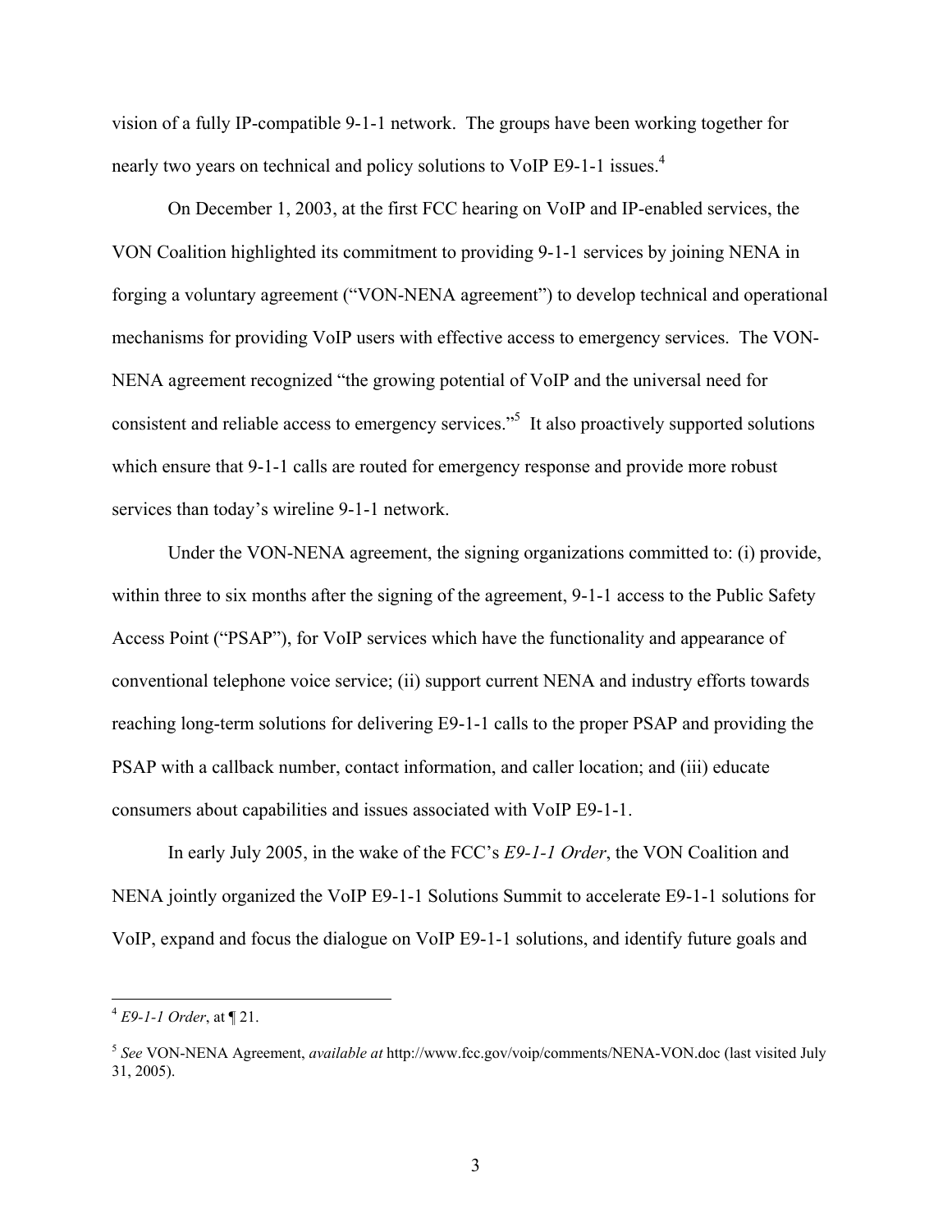vision of a fully IP-compatible 9-1-1 network. The groups have been working together for nearly two years on technical and policy solutions to VoIP E9-1-1 issues.[4]

On December 1, 2003, at the first FCC hearing on VoIP and IP-enabled services, the VON Coalition highlighted its commitment to providing 9-1-1 services by joining NENA in forging a voluntary agreement ("VON-NENA agreement") to develop technical and operational mechanisms for providing VoIP users with effective access to emergency services. The VON-NENA agreement recognized "the growing potential of VoIP and the universal need for consistent and reliable access to emergency services."[5] It also proactively supported solutions which ensure that 9-1-1 calls are routed for emergency response and provide more robust services than today's wireline 9-1-1 network.

Under the VON-NENA agreement, the signing organizations committed to: (i) provide, within three to six months after the signing of the agreement, 9-1-1 access to the Public Safety Access Point ("PSAP"), for VoIP services which have the functionality and appearance of conventional telephone voice service; (ii) support current NENA and industry efforts towards reaching long-term solutions for delivering E9-1-1 calls to the proper PSAP and providing the PSAP with a callback number, contact information, and caller location; and (iii) educate consumers about capabilities and issues associated with VoIP E9-1-1.

In early July 2005, in the wake of the FCC's *E9-1-1 Order*, the VON Coalition and NENA jointly organized the VoIP E9-1-1 Solutions Summit to accelerate E9-1-1 solutions for VoIP, expand and focus the dialogue on VoIP E9-1-1 solutions, and identify future goals and

---

[4] *E9-1-1 Order*, at ¶ 21.

[5] *See* VON-NENA Agreement, *available at* http://www.fcc.gov/voip/comments/NENA-VON.doc (last visited July 31, 2005).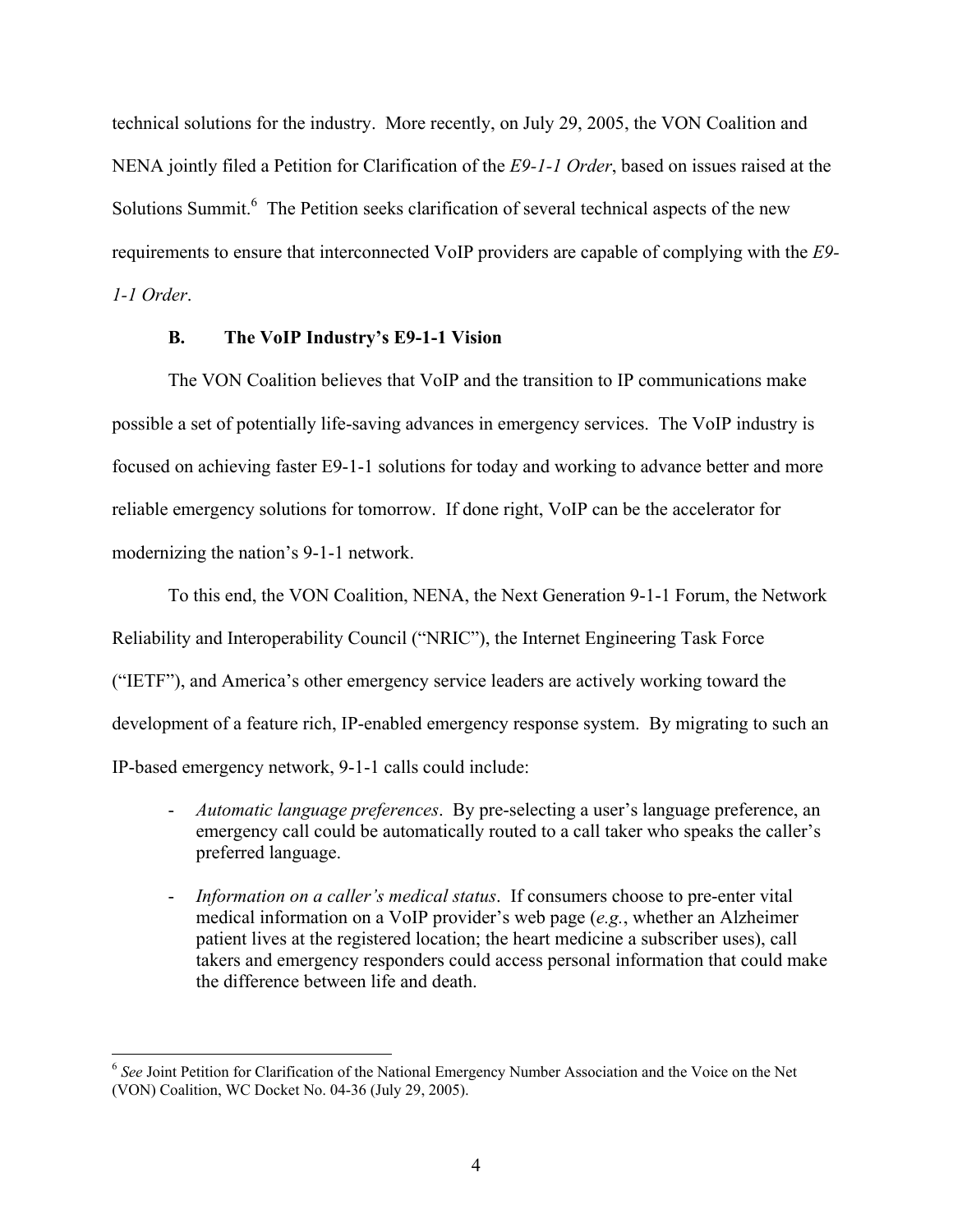technical solutions for the industry. More recently, on July 29, 2005, the VON Coalition and NENA jointly filed a Petition for Clarification of the *E9-1-1 Order*, based on issues raised at the Solutions Summit.[6] The Petition seeks clarification of several technical aspects of the new requirements to ensure that interconnected VoIP providers are capable of complying with the *E9-1-1 Order*.

### B. The VoIP Industry's E9-1-1 Vision

The VON Coalition believes that VoIP and the transition to IP communications make possible a set of potentially life-saving advances in emergency services. The VoIP industry is focused on achieving faster E9-1-1 solutions for today and working to advance better and more reliable emergency solutions for tomorrow. If done right, VoIP can be the accelerator for modernizing the nation's 9-1-1 network.

To this end, the VON Coalition, NENA, the Next Generation 9-1-1 Forum, the Network Reliability and Interoperability Council ("NRIC"), the Internet Engineering Task Force ("IETF"), and America's other emergency service leaders are actively working toward the development of a feature rich, IP-enabled emergency response system. By migrating to such an IP-based emergency network, 9-1-1 calls could include:

- *Automatic language preferences*. By pre-selecting a user's language preference, an emergency call could be automatically routed to a call taker who speaks the caller's preferred language.
- *Information on a caller's medical status*. If consumers choose to pre-enter vital medical information on a VoIP provider's web page (*e.g.*, whether an Alzheimer patient lives at the registered location; the heart medicine a subscriber uses), call takers and emergency responders could access personal information that could make the difference between life and death.

---

[6] *See* Joint Petition for Clarification of the National Emergency Number Association and the Voice on the Net (VON) Coalition, WC Docket No. 04-36 (July 29, 2005).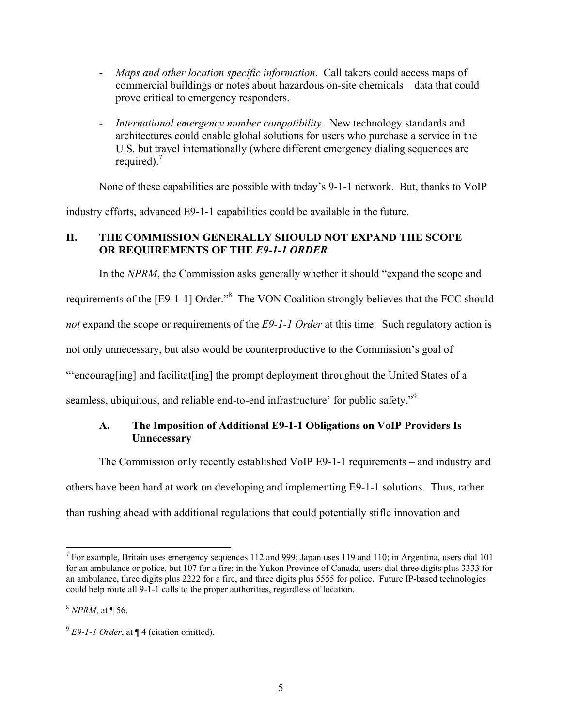- *Maps and other location specific information*. Call takers could access maps of commercial buildings or notes about hazardous on-site chemicals – data that could prove critical to emergency responders.
- *International emergency number compatibility*. New technology standards and architectures could enable global solutions for users who purchase a service in the U.S. but travel internationally (where different emergency dialing sequences are required).[7]

None of these capabilities are possible with today's 9-1-1 network. But, thanks to VoIP industry efforts, advanced E9-1-1 capabilities could be available in the future.

## II. THE COMMISSION GENERALLY SHOULD NOT EXPAND THE SCOPE OR REQUIREMENTS OF THE *E9-1-1 ORDER*

In the *NPRM*, the Commission asks generally whether it should "expand the scope and requirements of the [E9-1-1] Order."[8] The VON Coalition strongly believes that the FCC should *not* expand the scope or requirements of the *E9-1-1 Order* at this time. Such regulatory action is not only unnecessary, but also would be counterproductive to the Commission's goal of "'encourag[ing] and facilitat[ing] the prompt deployment throughout the United States of a seamless, ubiquitous, and reliable end-to-end infrastructure' for public safety."[9]

### A. The Imposition of Additional E9-1-1 Obligations on VoIP Providers Is Unnecessary

The Commission only recently established VoIP E9-1-1 requirements – and industry and others have been hard at work on developing and implementing E9-1-1 solutions. Thus, rather than rushing ahead with additional regulations that could potentially stifle innovation and

---

[7] For example, Britain uses emergency sequences 112 and 999; Japan uses 119 and 110; in Argentina, users dial 101 for an ambulance or police, but 107 for a fire; in the Yukon Province of Canada, users dial three digits plus 3333 for an ambulance, three digits plus 2222 for a fire, and three digits plus 5555 for police. Future IP-based technologies could help route all 9-1-1 calls to the proper authorities, regardless of location.

[8] *NPRM*, at ¶ 56.

[9] *E9-1-1 Order*, at ¶ 4 (citation omitted).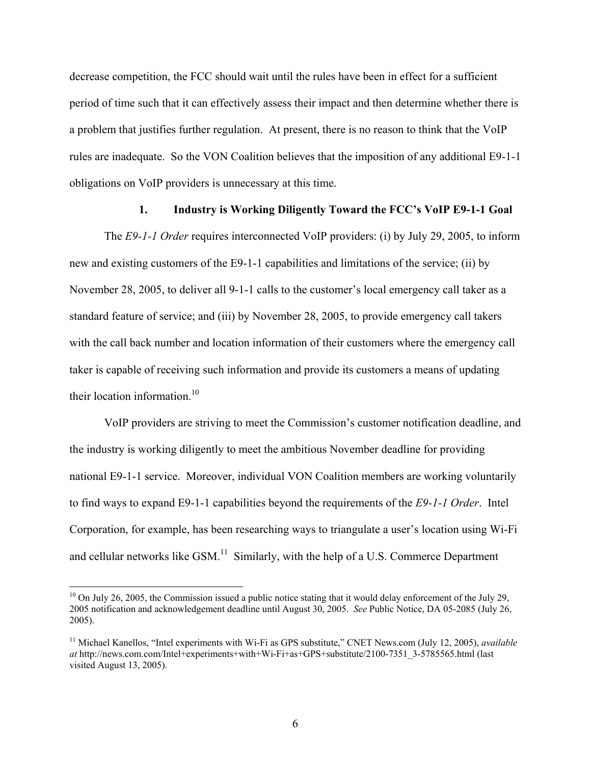decrease competition, the FCC should wait until the rules have been in effect for a sufficient period of time such that it can effectively assess their impact and then determine whether there is a problem that justifies further regulation. At present, there is no reason to think that the VoIP rules are inadequate. So the VON Coalition believes that the imposition of any additional E9-1-1 obligations on VoIP providers is unnecessary at this time.

### 1. Industry is Working Diligently Toward the FCC's VoIP E9-1-1 Goal

The *E9-1-1 Order* requires interconnected VoIP providers: (i) by July 29, 2005, to inform new and existing customers of the E9-1-1 capabilities and limitations of the service; (ii) by November 28, 2005, to deliver all 9-1-1 calls to the customer's local emergency call taker as a standard feature of service; and (iii) by November 28, 2005, to provide emergency call takers with the call back number and location information of their customers where the emergency call taker is capable of receiving such information and provide its customers a means of updating their location information.[10]

VoIP providers are striving to meet the Commission's customer notification deadline, and the industry is working diligently to meet the ambitious November deadline for providing national E9-1-1 service. Moreover, individual VON Coalition members are working voluntarily to find ways to expand E9-1-1 capabilities beyond the requirements of the *E9-1-1 Order*. Intel Corporation, for example, has been researching ways to triangulate a user's location using Wi-Fi and cellular networks like GSM.[11] Similarly, with the help of a U.S. Commerce Department

---

[10] On July 26, 2005, the Commission issued a public notice stating that it would delay enforcement of the July 29, 2005 notification and acknowledgement deadline until August 30, 2005. *See* Public Notice, DA 05-2085 (July 26, 2005).

[11] Michael Kanellos, "Intel experiments with Wi-Fi as GPS substitute," CNET News.com (July 12, 2005), *available at* http://news.com.com/Intel+experiments+with+Wi-Fi+as+GPS+substitute/2100-7351_3-5785565.html (last visited August 13, 2005).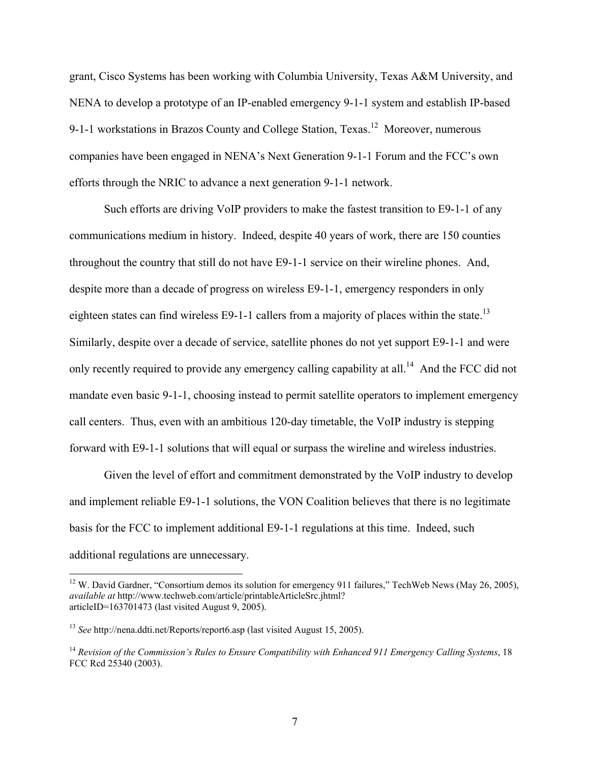grant, Cisco Systems has been working with Columbia University, Texas A&M University, and NENA to develop a prototype of an IP-enabled emergency 9-1-1 system and establish IP-based 9-1-1 workstations in Brazos County and College Station, Texas.[12] Moreover, numerous companies have been engaged in NENA's Next Generation 9-1-1 Forum and the FCC's own efforts through the NRIC to advance a next generation 9-1-1 network.

Such efforts are driving VoIP providers to make the fastest transition to E9-1-1 of any communications medium in history. Indeed, despite 40 years of work, there are 150 counties throughout the country that still do not have E9-1-1 service on their wireline phones. And, despite more than a decade of progress on wireless E9-1-1, emergency responders in only eighteen states can find wireless E9-1-1 callers from a majority of places within the state.[13] Similarly, despite over a decade of service, satellite phones do not yet support E9-1-1 and were only recently required to provide any emergency calling capability at all.[14] And the FCC did not mandate even basic 9-1-1, choosing instead to permit satellite operators to implement emergency call centers. Thus, even with an ambitious 120-day timetable, the VoIP industry is stepping forward with E9-1-1 solutions that will equal or surpass the wireline and wireless industries.

Given the level of effort and commitment demonstrated by the VoIP industry to develop and implement reliable E9-1-1 solutions, the VON Coalition believes that there is no legitimate basis for the FCC to implement additional E9-1-1 regulations at this time. Indeed, such additional regulations are unnecessary.

---

[12] W. David Gardner, "Consortium demos its solution for emergency 911 failures," TechWeb News (May 26, 2005), *available at* http://www.techweb.com/article/printableArticleSrc.jhtml?articleID=163701473 (last visited August 9, 2005).

[13] *See* http://nena.ddti.net/Reports/report6.asp (last visited August 15, 2005).

[14] *Revision of the Commission's Rules to Ensure Compatibility with Enhanced 911 Emergency Calling Systems*, 18 FCC Rcd 25340 (2003).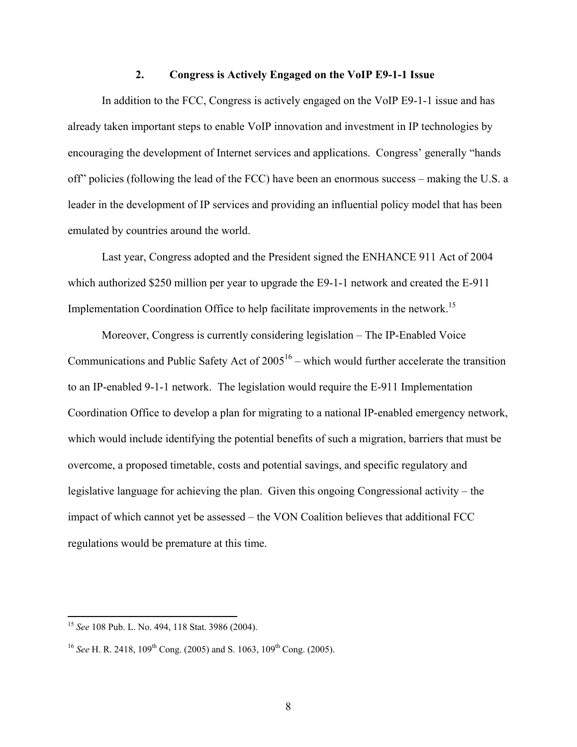### 2. Congress is Actively Engaged on the VoIP E9-1-1 Issue

In addition to the FCC, Congress is actively engaged on the VoIP E9-1-1 issue and has already taken important steps to enable VoIP innovation and investment in IP technologies by encouraging the development of Internet services and applications. Congress' generally "hands off" policies (following the lead of the FCC) have been an enormous success – making the U.S. a leader in the development of IP services and providing an influential policy model that has been emulated by countries around the world.

Last year, Congress adopted and the President signed the ENHANCE 911 Act of 2004 which authorized $250 million per year to upgrade the E9-1-1 network and created the E-911 Implementation Coordination Office to help facilitate improvements in the network.[15]

Moreover, Congress is currently considering legislation – The IP-Enabled Voice Communications and Public Safety Act of 2005[16] – which would further accelerate the transition to an IP-enabled 9-1-1 network. The legislation would require the E-911 Implementation Coordination Office to develop a plan for migrating to a national IP-enabled emergency network, which would include identifying the potential benefits of such a migration, barriers that must be overcome, a proposed timetable, costs and potential savings, and specific regulatory and legislative language for achieving the plan. Given this ongoing Congressional activity – the impact of which cannot yet be assessed – the VON Coalition believes that additional FCC regulations would be premature at this time.

---

[15] *See* 108 Pub. L. No. 494, 118 Stat. 3986 (2004).

[16] *See* H. R. 2418, 109th Cong. (2005) and S. 1063, 109th Cong. (2005).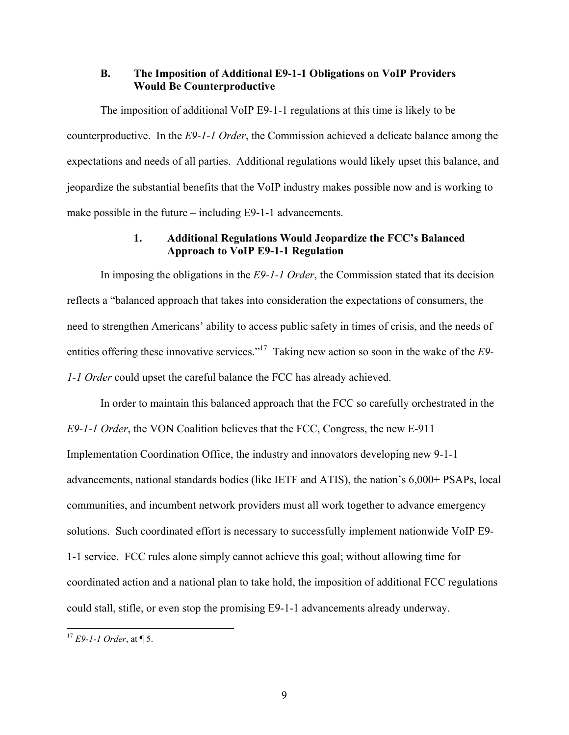### B. The Imposition of Additional E9-1-1 Obligations on VoIP Providers Would Be Counterproductive

The imposition of additional VoIP E9-1-1 regulations at this time is likely to be counterproductive. In the *E9-1-1 Order*, the Commission achieved a delicate balance among the expectations and needs of all parties. Additional regulations would likely upset this balance, and jeopardize the substantial benefits that the VoIP industry makes possible now and is working to make possible in the future – including E9-1-1 advancements.

#### 1. Additional Regulations Would Jeopardize the FCC's Balanced Approach to VoIP E9-1-1 Regulation

In imposing the obligations in the *E9-1-1 Order*, the Commission stated that its decision reflects a "balanced approach that takes into consideration the expectations of consumers, the need to strengthen Americans' ability to access public safety in times of crisis, and the needs of entities offering these innovative services."[17] Taking new action so soon in the wake of the *E9-1-1 Order* could upset the careful balance the FCC has already achieved.

In order to maintain this balanced approach that the FCC so carefully orchestrated in the *E9-1-1 Order*, the VON Coalition believes that the FCC, Congress, the new E-911 Implementation Coordination Office, the industry and innovators developing new 9-1-1 advancements, national standards bodies (like IETF and ATIS), the nation's 6,000+ PSAPs, local communities, and incumbent network providers must all work together to advance emergency solutions. Such coordinated effort is necessary to successfully implement nationwide VoIP E9-1-1 service. FCC rules alone simply cannot achieve this goal; without allowing time for coordinated action and a national plan to take hold, the imposition of additional FCC regulations could stall, stifle, or even stop the promising E9-1-1 advancements already underway.

---

[17] *E9-1-1 Order*, at ¶ 5.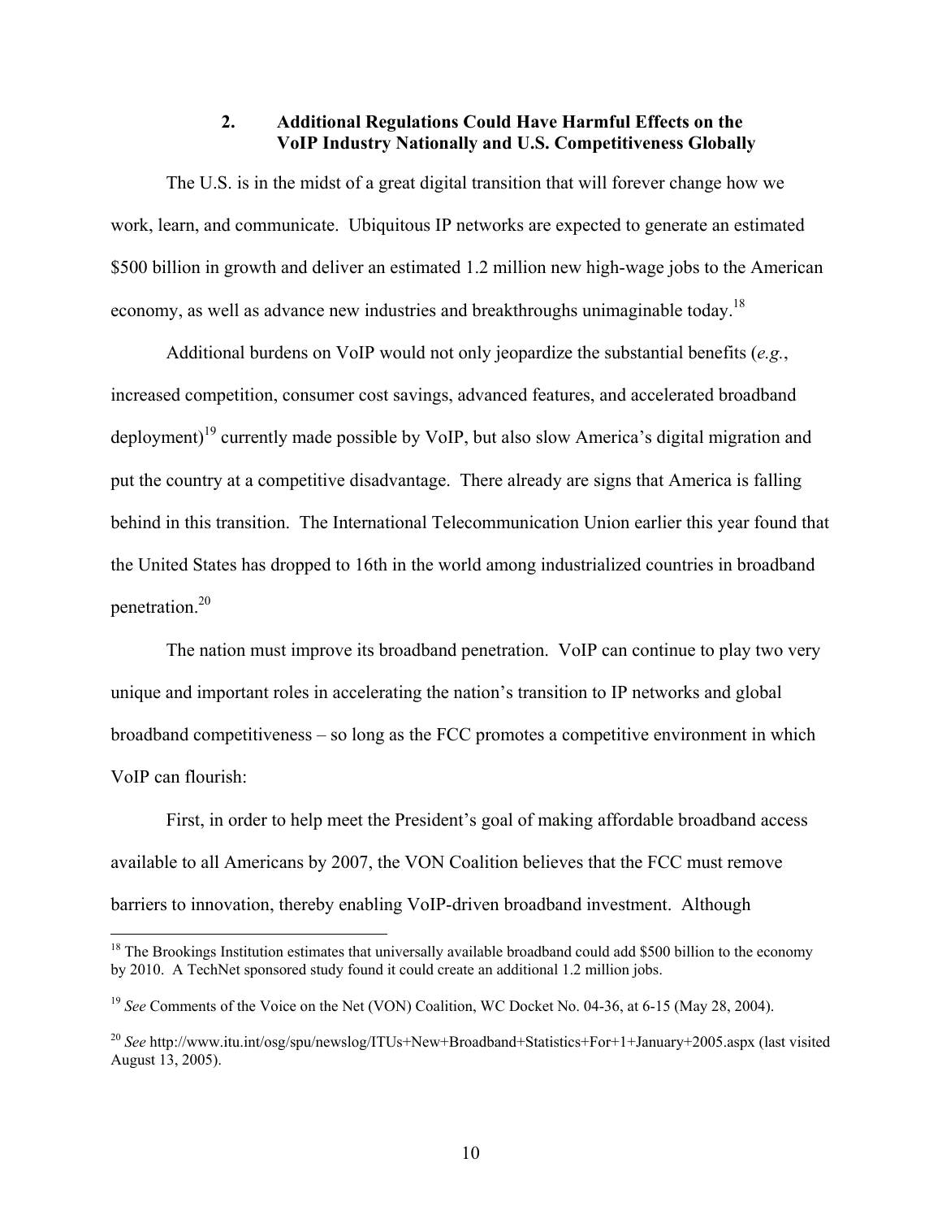### 2. Additional Regulations Could Have Harmful Effects on the VoIP Industry Nationally and U.S. Competitiveness Globally

The U.S. is in the midst of a great digital transition that will forever change how we work, learn, and communicate. Ubiquitous IP networks are expected to generate an estimated $500 billion in growth and deliver an estimated 1.2 million new high-wage jobs to the American economy, as well as advance new industries and breakthroughs unimaginable today.[18]

Additional burdens on VoIP would not only jeopardize the substantial benefits (*e.g.*, increased competition, consumer cost savings, advanced features, and accelerated broadband deployment)[19] currently made possible by VoIP, but also slow America's digital migration and put the country at a competitive disadvantage. There already are signs that America is falling behind in this transition. The International Telecommunication Union earlier this year found that the United States has dropped to 16th in the world among industrialized countries in broadband penetration.[20]

The nation must improve its broadband penetration. VoIP can continue to play two very unique and important roles in accelerating the nation's transition to IP networks and global broadband competitiveness – so long as the FCC promotes a competitive environment in which VoIP can flourish:

First, in order to help meet the President's goal of making affordable broadband access available to all Americans by 2007, the VON Coalition believes that the FCC must remove barriers to innovation, thereby enabling VoIP-driven broadband investment. Although

---

[18] The Brookings Institution estimates that universally available broadband could add $500 billion to the economy by 2010. A TechNet sponsored study found it could create an additional 1.2 million jobs.

[19] *See* Comments of the Voice on the Net (VON) Coalition, WC Docket No. 04-36, at 6-15 (May 28, 2004).

[20] *See* http://www.itu.int/osg/spu/newslog/ITUs+New+Broadband+Statistics+For+1+January+2005.aspx (last visited August 13, 2005).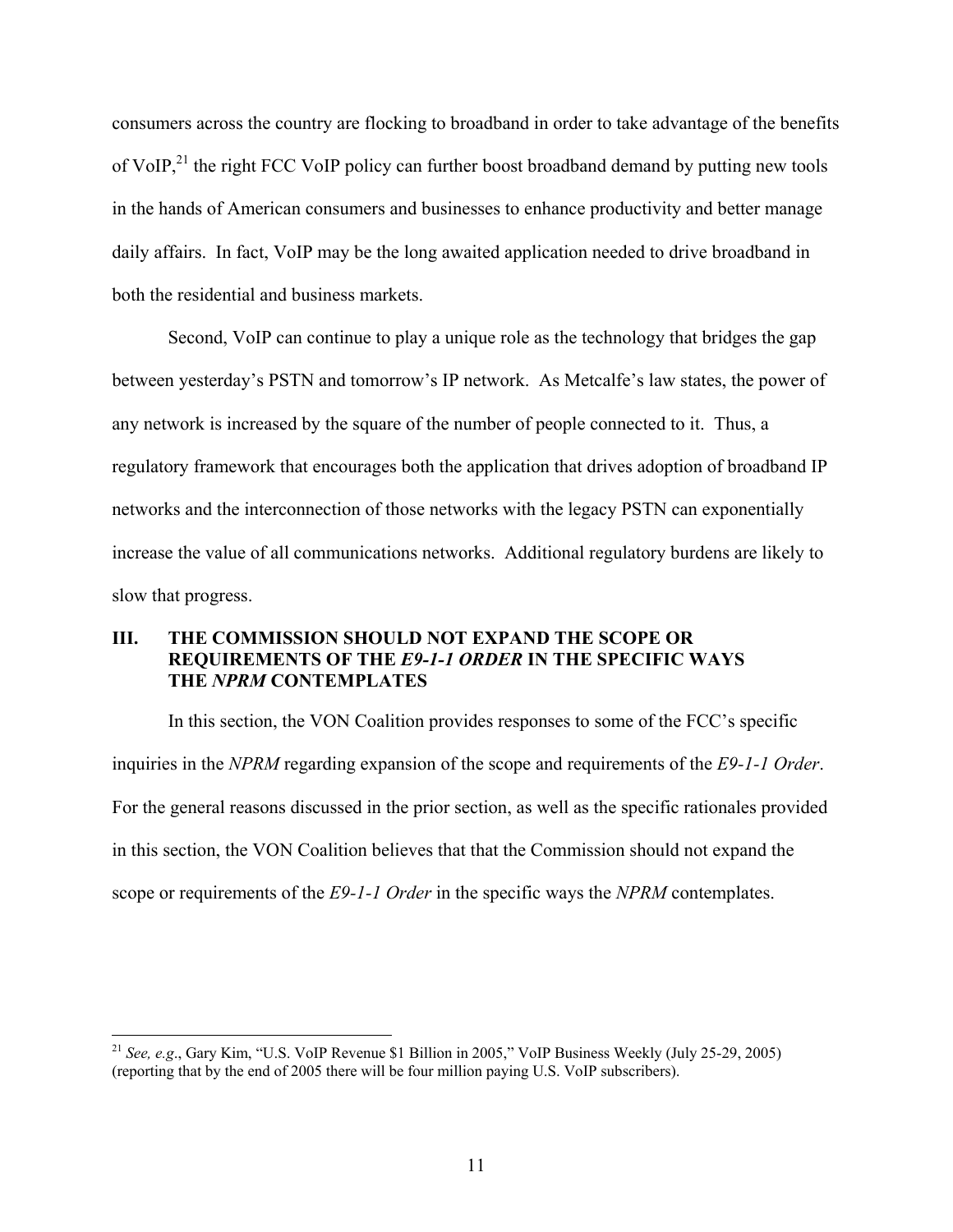consumers across the country are flocking to broadband in order to take advantage of the benefits of VoIP,[21] the right FCC VoIP policy can further boost broadband demand by putting new tools in the hands of American consumers and businesses to enhance productivity and better manage daily affairs. In fact, VoIP may be the long awaited application needed to drive broadband in both the residential and business markets.

Second, VoIP can continue to play a unique role as the technology that bridges the gap between yesterday's PSTN and tomorrow's IP network. As Metcalfe's law states, the power of any network is increased by the square of the number of people connected to it. Thus, a regulatory framework that encourages both the application that drives adoption of broadband IP networks and the interconnection of those networks with the legacy PSTN can exponentially increase the value of all communications networks. Additional regulatory burdens are likely to slow that progress.

## III. THE COMMISSION SHOULD NOT EXPAND THE SCOPE OR REQUIREMENTS OF THE *E9-1-1 ORDER* IN THE SPECIFIC WAYS THE *NPRM* CONTEMPLATES

In this section, the VON Coalition provides responses to some of the FCC's specific inquiries in the *NPRM* regarding expansion of the scope and requirements of the *E9-1-1 Order*. For the general reasons discussed in the prior section, as well as the specific rationales provided in this section, the VON Coalition believes that that the Commission should not expand the scope or requirements of the *E9-1-1 Order* in the specific ways the *NPRM* contemplates.

---

[21] *See, e.g.*, Gary Kim, "U.S. VoIP Revenue $1 Billion in 2005," VoIP Business Weekly (July 25-29, 2005) (reporting that by the end of 2005 there will be four million paying U.S. VoIP subscribers).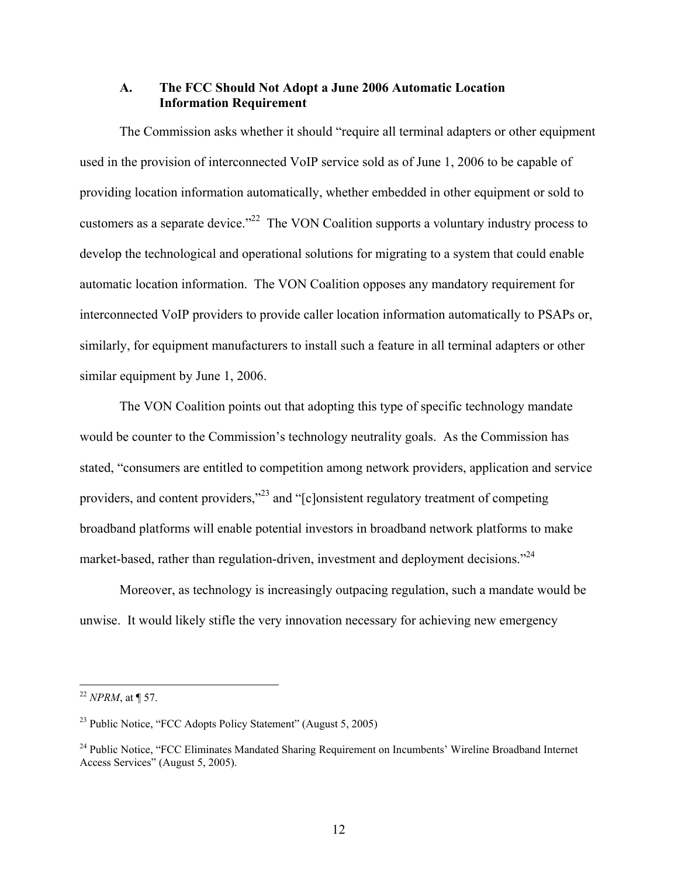### A. The FCC Should Not Adopt a June 2006 Automatic Location Information Requirement

The Commission asks whether it should "require all terminal adapters or other equipment used in the provision of interconnected VoIP service sold as of June 1, 2006 to be capable of providing location information automatically, whether embedded in other equipment or sold to customers as a separate device."[22] The VON Coalition supports a voluntary industry process to develop the technological and operational solutions for migrating to a system that could enable automatic location information. The VON Coalition opposes any mandatory requirement for interconnected VoIP providers to provide caller location information automatically to PSAPs or, similarly, for equipment manufacturers to install such a feature in all terminal adapters or other similar equipment by June 1, 2006.

The VON Coalition points out that adopting this type of specific technology mandate would be counter to the Commission's technology neutrality goals. As the Commission has stated, "consumers are entitled to competition among network providers, application and service providers, and content providers,"[23] and "[c]onsistent regulatory treatment of competing broadband platforms will enable potential investors in broadband network platforms to make market-based, rather than regulation-driven, investment and deployment decisions."[24]

Moreover, as technology is increasingly outpacing regulation, such a mandate would be unwise. It would likely stifle the very innovation necessary for achieving new emergency

---

[22] *NPRM*, at ¶ 57.

[23] Public Notice, "FCC Adopts Policy Statement" (August 5, 2005)

[24] Public Notice, "FCC Eliminates Mandated Sharing Requirement on Incumbents' Wireline Broadband Internet Access Services" (August 5, 2005).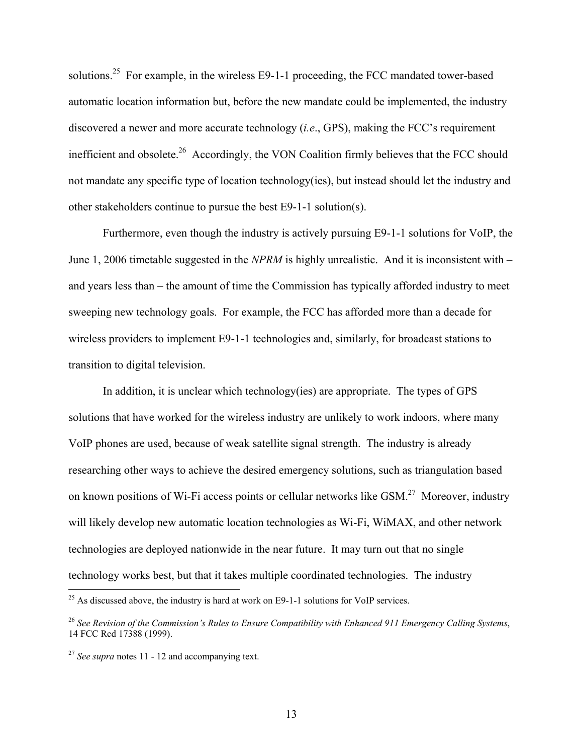solutions.[25] For example, in the wireless E9-1-1 proceeding, the FCC mandated tower-based automatic location information but, before the new mandate could be implemented, the industry discovered a newer and more accurate technology (*i.e*., GPS), making the FCC's requirement inefficient and obsolete.[26] Accordingly, the VON Coalition firmly believes that the FCC should not mandate any specific type of location technology(ies), but instead should let the industry and other stakeholders continue to pursue the best E9-1-1 solution(s).

Furthermore, even though the industry is actively pursuing E9-1-1 solutions for VoIP, the June 1, 2006 timetable suggested in the *NPRM* is highly unrealistic. And it is inconsistent with – and years less than – the amount of time the Commission has typically afforded industry to meet sweeping new technology goals. For example, the FCC has afforded more than a decade for wireless providers to implement E9-1-1 technologies and, similarly, for broadcast stations to transition to digital television.

In addition, it is unclear which technology(ies) are appropriate. The types of GPS solutions that have worked for the wireless industry are unlikely to work indoors, where many VoIP phones are used, because of weak satellite signal strength. The industry is already researching other ways to achieve the desired emergency solutions, such as triangulation based on known positions of Wi-Fi access points or cellular networks like GSM.[27] Moreover, industry will likely develop new automatic location technologies as Wi-Fi, WiMAX, and other network technologies are deployed nationwide in the near future. It may turn out that no single technology works best, but that it takes multiple coordinated technologies. The industry

---

[25] As discussed above, the industry is hard at work on E9-1-1 solutions for VoIP services.

[26] *See Revision of the Commission's Rules to Ensure Compatibility with Enhanced 911 Emergency Calling Systems*, 14 FCC Rcd 17388 (1999).

[27] *See supra* notes 11 - 12 and accompanying text.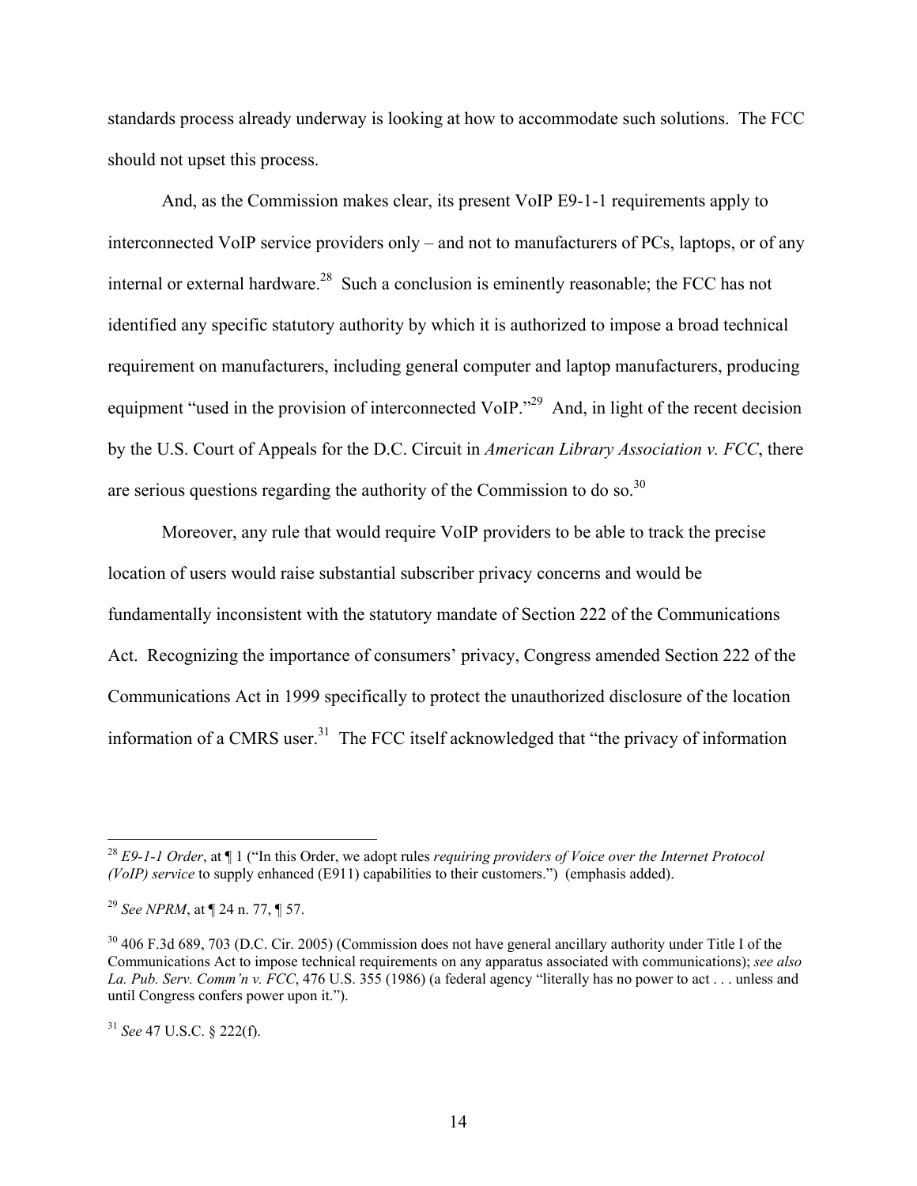standards process already underway is looking at how to accommodate such solutions. The FCC should not upset this process.

And, as the Commission makes clear, its present VoIP E9-1-1 requirements apply to interconnected VoIP service providers only – and not to manufacturers of PCs, laptops, or of any internal or external hardware.[28] Such a conclusion is eminently reasonable; the FCC has not identified any specific statutory authority by which it is authorized to impose a broad technical requirement on manufacturers, including general computer and laptop manufacturers, producing equipment "used in the provision of interconnected VoIP."[29] And, in light of the recent decision by the U.S. Court of Appeals for the D.C. Circuit in *American Library Association v. FCC*, there are serious questions regarding the authority of the Commission to do so.[30]

Moreover, any rule that would require VoIP providers to be able to track the precise location of users would raise substantial subscriber privacy concerns and would be fundamentally inconsistent with the statutory mandate of Section 222 of the Communications Act. Recognizing the importance of consumers' privacy, Congress amended Section 222 of the Communications Act in 1999 specifically to protect the unauthorized disclosure of the location information of a CMRS user.[31] The FCC itself acknowledged that "the privacy of information

---

[28] *E9-1-1 Order*, at ¶ 1 ("In this Order, we adopt rules *requiring providers of Voice over the Internet Protocol (VoIP) service* to supply enhanced (E911) capabilities to their customers.") (emphasis added).

[29] *See NPRM*, at ¶ 24 n. 77, ¶ 57.

[30] 406 F.3d 689, 703 (D.C. Cir. 2005) (Commission does not have general ancillary authority under Title I of the Communications Act to impose technical requirements on any apparatus associated with communications); *see also La. Pub. Serv. Comm'n v. FCC*, 476 U.S. 355 (1986) (a federal agency "literally has no power to act . . . unless and until Congress confers power upon it.").

[31] *See* 47 U.S.C. § 222(f).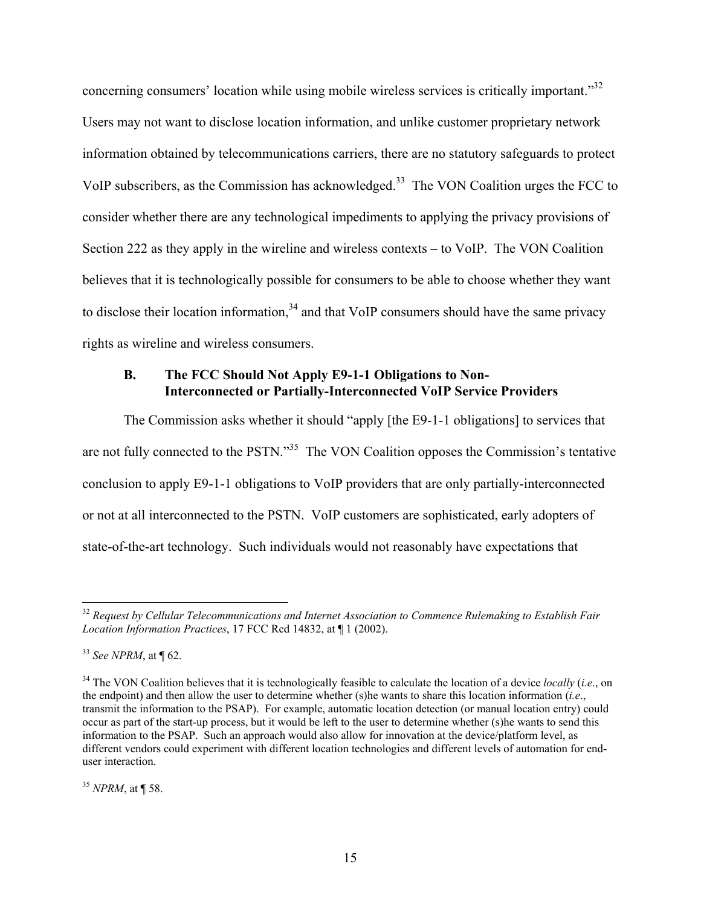concerning consumers' location while using mobile wireless services is critically important."[32] Users may not want to disclose location information, and unlike customer proprietary network information obtained by telecommunications carriers, there are no statutory safeguards to protect VoIP subscribers, as the Commission has acknowledged.[33] The VON Coalition urges the FCC to consider whether there are any technological impediments to applying the privacy provisions of Section 222 as they apply in the wireline and wireless contexts – to VoIP. The VON Coalition believes that it is technologically possible for consumers to be able to choose whether they want to disclose their location information,[34] and that VoIP consumers should have the same privacy rights as wireline and wireless consumers.

### B. The FCC Should Not Apply E9-1-1 Obligations to Non-Interconnected or Partially-Interconnected VoIP Service Providers

The Commission asks whether it should "apply [the E9-1-1 obligations] to services that are not fully connected to the PSTN."[35] The VON Coalition opposes the Commission's tentative conclusion to apply E9-1-1 obligations to VoIP providers that are only partially-interconnected or not at all interconnected to the PSTN. VoIP customers are sophisticated, early adopters of state-of-the-art technology. Such individuals would not reasonably have expectations that

---

[32] *Request by Cellular Telecommunications and Internet Association to Commence Rulemaking to Establish Fair Location Information Practices*, 17 FCC Rcd 14832, at ¶ 1 (2002).

[33] *See NPRM*, at ¶ 62.

[34] The VON Coalition believes that it is technologically feasible to calculate the location of a device *locally* (*i.e*., on the endpoint) and then allow the user to determine whether (s)he wants to share this location information (*i.e*., transmit the information to the PSAP). For example, automatic location detection (or manual location entry) could occur as part of the start-up process, but it would be left to the user to determine whether (s)he wants to send this information to the PSAP. Such an approach would also allow for innovation at the device/platform level, as different vendors could experiment with different location technologies and different levels of automation for end-user interaction.

[35] *NPRM*, at ¶ 58.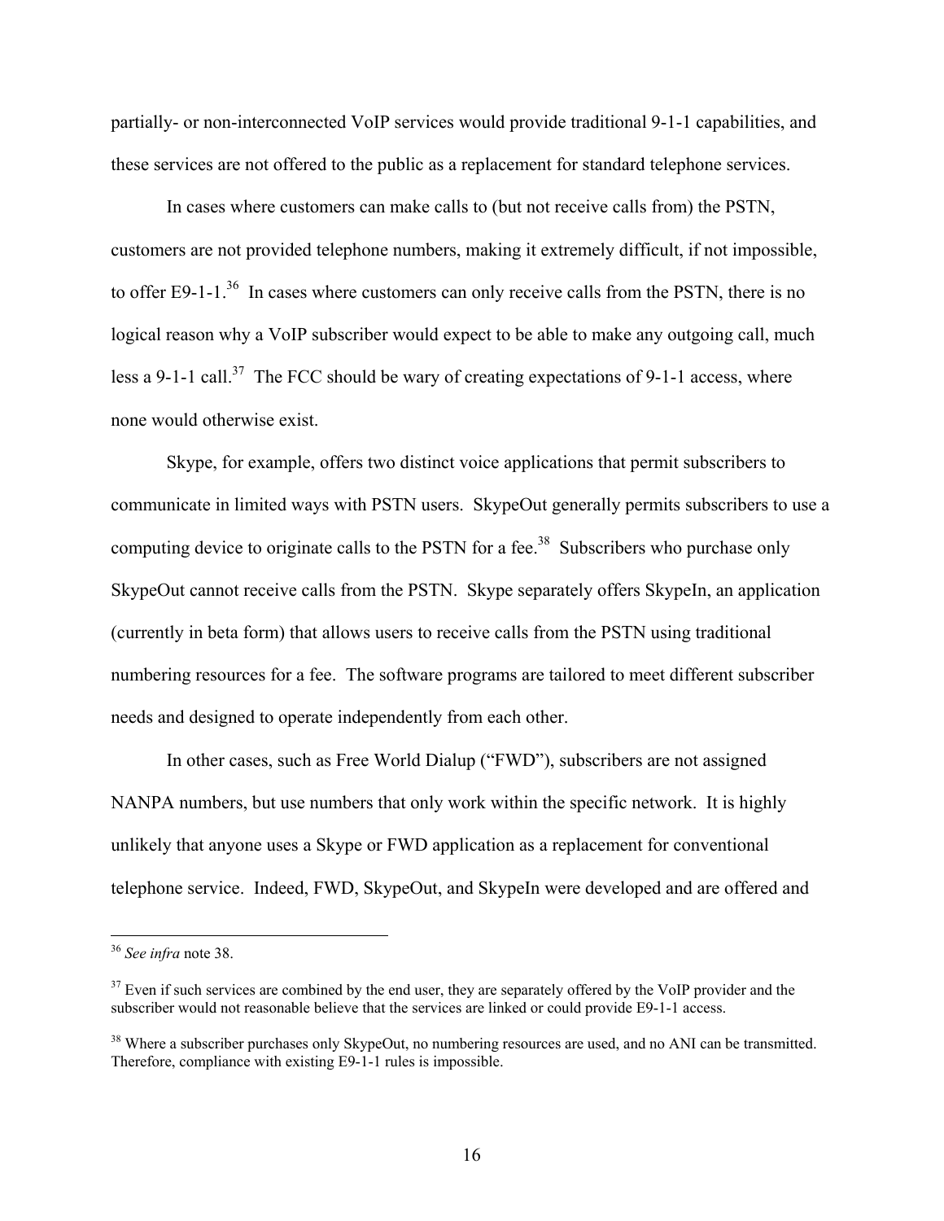partially- or non-interconnected VoIP services would provide traditional 9-1-1 capabilities, and these services are not offered to the public as a replacement for standard telephone services.

In cases where customers can make calls to (but not receive calls from) the PSTN, customers are not provided telephone numbers, making it extremely difficult, if not impossible, to offer E9-1-1.[36] In cases where customers can only receive calls from the PSTN, there is no logical reason why a VoIP subscriber would expect to be able to make any outgoing call, much less a 9-1-1 call.[37] The FCC should be wary of creating expectations of 9-1-1 access, where none would otherwise exist.

Skype, for example, offers two distinct voice applications that permit subscribers to communicate in limited ways with PSTN users. SkypeOut generally permits subscribers to use a computing device to originate calls to the PSTN for a fee.[38] Subscribers who purchase only SkypeOut cannot receive calls from the PSTN. Skype separately offers SkypeIn, an application (currently in beta form) that allows users to receive calls from the PSTN using traditional numbering resources for a fee. The software programs are tailored to meet different subscriber needs and designed to operate independently from each other.

In other cases, such as Free World Dialup ("FWD"), subscribers are not assigned NANPA numbers, but use numbers that only work within the specific network. It is highly unlikely that anyone uses a Skype or FWD application as a replacement for conventional telephone service. Indeed, FWD, SkypeOut, and SkypeIn were developed and are offered and

---

[36] *See infra* note 38.

[37] Even if such services are combined by the end user, they are separately offered by the VoIP provider and the subscriber would not reasonable believe that the services are linked or could provide E9-1-1 access.

[38] Where a subscriber purchases only SkypeOut, no numbering resources are used, and no ANI can be transmitted. Therefore, compliance with existing E9-1-1 rules is impossible.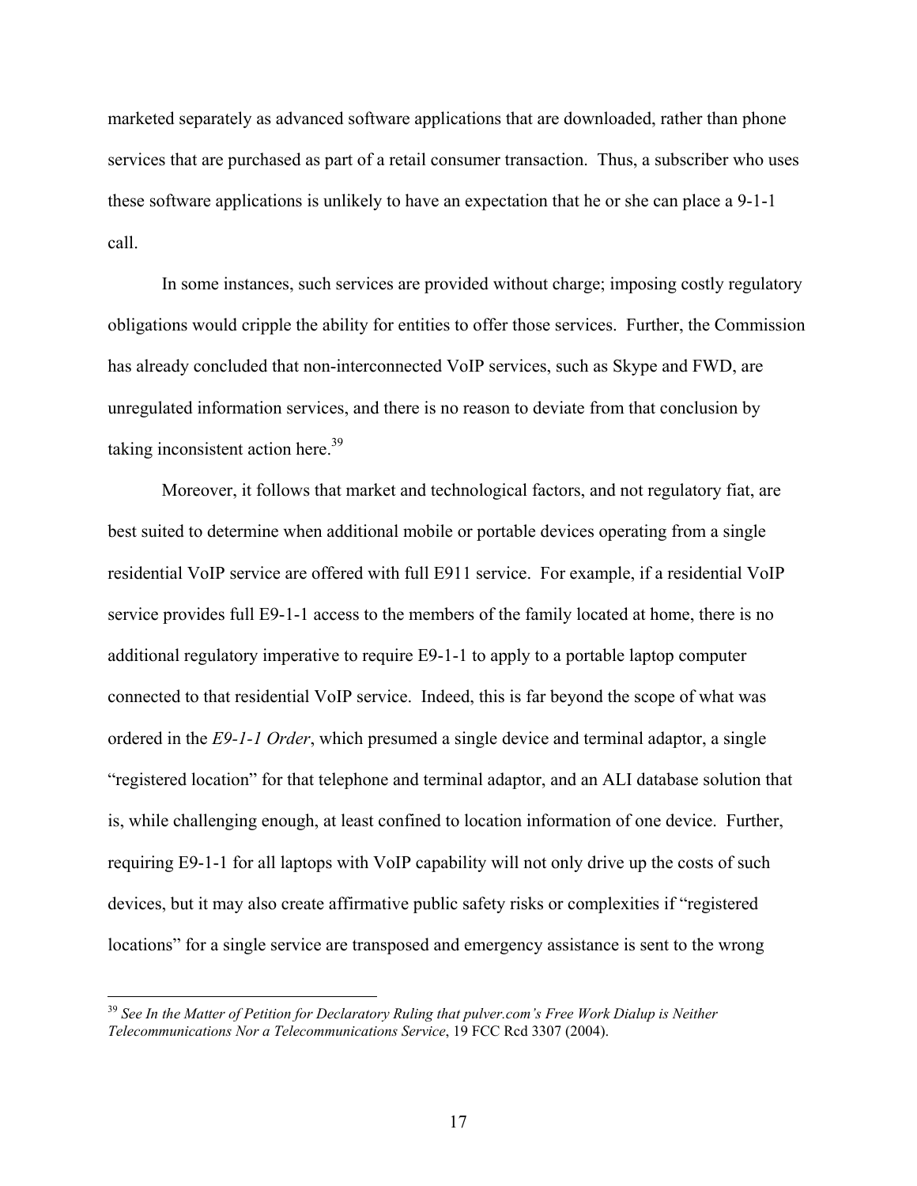marketed separately as advanced software applications that are downloaded, rather than phone services that are purchased as part of a retail consumer transaction. Thus, a subscriber who uses these software applications is unlikely to have an expectation that he or she can place a 9-1-1 call.

In some instances, such services are provided without charge; imposing costly regulatory obligations would cripple the ability for entities to offer those services. Further, the Commission has already concluded that non-interconnected VoIP services, such as Skype and FWD, are unregulated information services, and there is no reason to deviate from that conclusion by taking inconsistent action here.[39]

Moreover, it follows that market and technological factors, and not regulatory fiat, are best suited to determine when additional mobile or portable devices operating from a single residential VoIP service are offered with full E911 service. For example, if a residential VoIP service provides full E9-1-1 access to the members of the family located at home, there is no additional regulatory imperative to require E9-1-1 to apply to a portable laptop computer connected to that residential VoIP service. Indeed, this is far beyond the scope of what was ordered in the *E9-1-1 Order*, which presumed a single device and terminal adaptor, a single "registered location" for that telephone and terminal adaptor, and an ALI database solution that is, while challenging enough, at least confined to location information of one device. Further, requiring E9-1-1 for all laptops with VoIP capability will not only drive up the costs of such devices, but it may also create affirmative public safety risks or complexities if "registered locations" for a single service are transposed and emergency assistance is sent to the wrong

---

[39] *See In the Matter of Petition for Declaratory Ruling that pulver.com's Free Work Dialup is Neither Telecommunications Nor a Telecommunications Service*, 19 FCC Rcd 3307 (2004).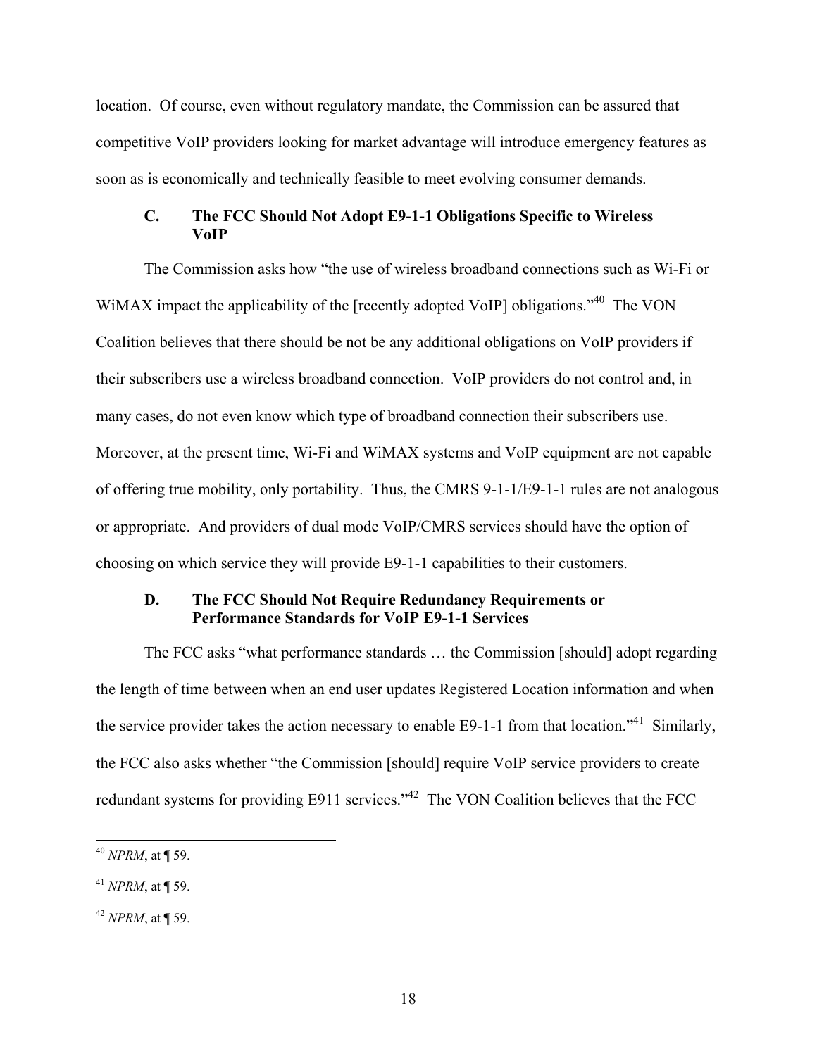location. Of course, even without regulatory mandate, the Commission can be assured that competitive VoIP providers looking for market advantage will introduce emergency features as soon as is economically and technically feasible to meet evolving consumer demands.

### C. The FCC Should Not Adopt E9-1-1 Obligations Specific to Wireless VoIP

The Commission asks how "the use of wireless broadband connections such as Wi-Fi or WiMAX impact the applicability of the [recently adopted VoIP] obligations."[40] The VON Coalition believes that there should be not be any additional obligations on VoIP providers if their subscribers use a wireless broadband connection. VoIP providers do not control and, in many cases, do not even know which type of broadband connection their subscribers use. Moreover, at the present time, Wi-Fi and WiMAX systems and VoIP equipment are not capable of offering true mobility, only portability. Thus, the CMRS 9-1-1/E9-1-1 rules are not analogous or appropriate. And providers of dual mode VoIP/CMRS services should have the option of choosing on which service they will provide E9-1-1 capabilities to their customers.

### D. The FCC Should Not Require Redundancy Requirements or Performance Standards for VoIP E9-1-1 Services

The FCC asks "what performance standards … the Commission [should] adopt regarding the length of time between when an end user updates Registered Location information and when the service provider takes the action necessary to enable E9-1-1 from that location."[41] Similarly, the FCC also asks whether "the Commission [should] require VoIP service providers to create redundant systems for providing E911 services."[42] The VON Coalition believes that the FCC

---

[40] *NPRM*, at ¶ 59.

[41] *NPRM*, at ¶ 59.

[42] *NPRM*, at ¶ 59.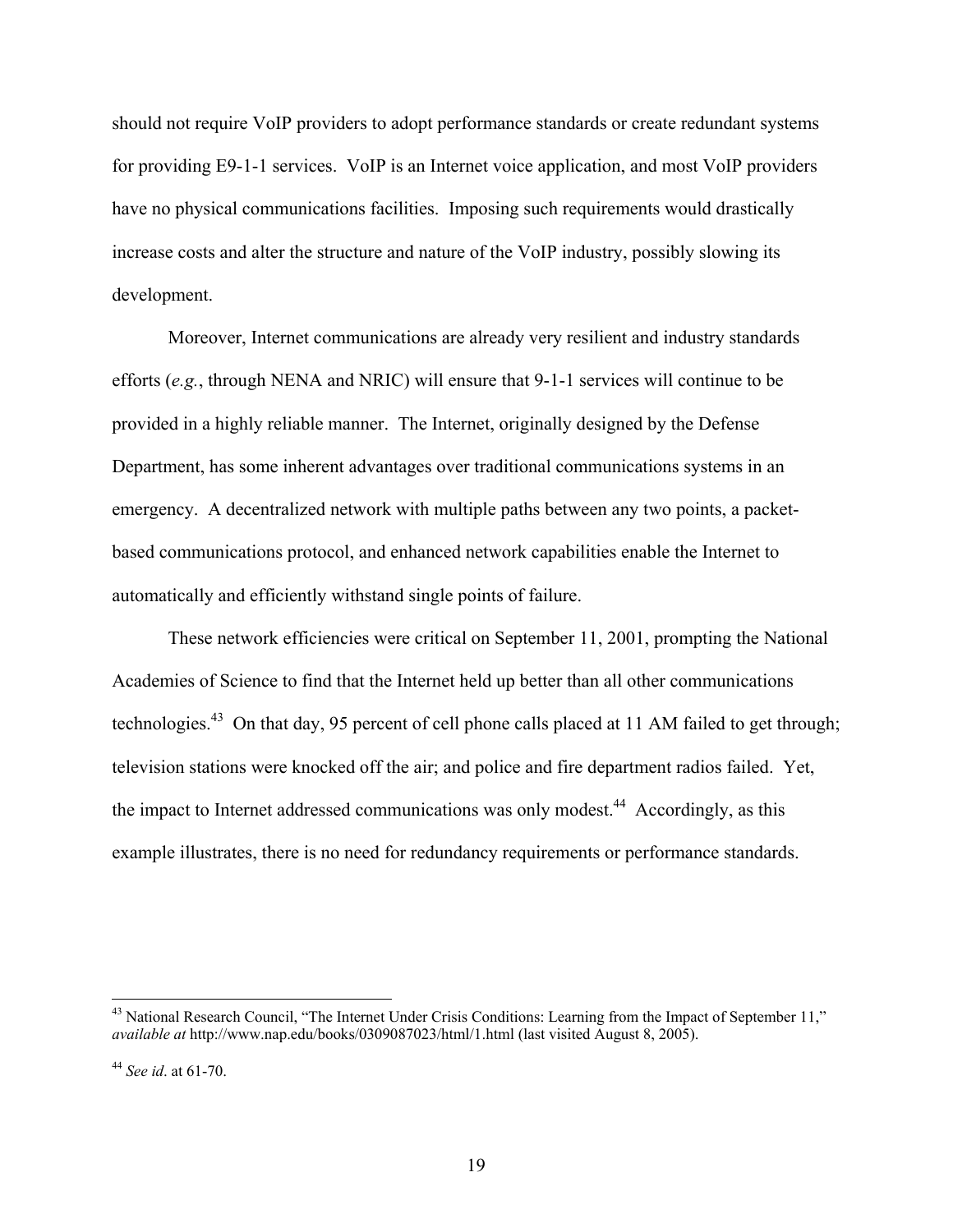should not require VoIP providers to adopt performance standards or create redundant systems for providing E9-1-1 services. VoIP is an Internet voice application, and most VoIP providers have no physical communications facilities. Imposing such requirements would drastically increase costs and alter the structure and nature of the VoIP industry, possibly slowing its development.

Moreover, Internet communications are already very resilient and industry standards efforts (*e.g.*, through NENA and NRIC) will ensure that 9-1-1 services will continue to be provided in a highly reliable manner. The Internet, originally designed by the Defense Department, has some inherent advantages over traditional communications systems in an emergency. A decentralized network with multiple paths between any two points, a packet-based communications protocol, and enhanced network capabilities enable the Internet to automatically and efficiently withstand single points of failure.

These network efficiencies were critical on September 11, 2001, prompting the National Academies of Science to find that the Internet held up better than all other communications technologies.[43] On that day, 95 percent of cell phone calls placed at 11 AM failed to get through; television stations were knocked off the air; and police and fire department radios failed. Yet, the impact to Internet addressed communications was only modest.[44] Accordingly, as this example illustrates, there is no need for redundancy requirements or performance standards.

---

[43] National Research Council, "The Internet Under Crisis Conditions: Learning from the Impact of September 11," *available at* http://www.nap.edu/books/0309087023/html/1.html (last visited August 8, 2005).

[44] *See id*. at 61-70.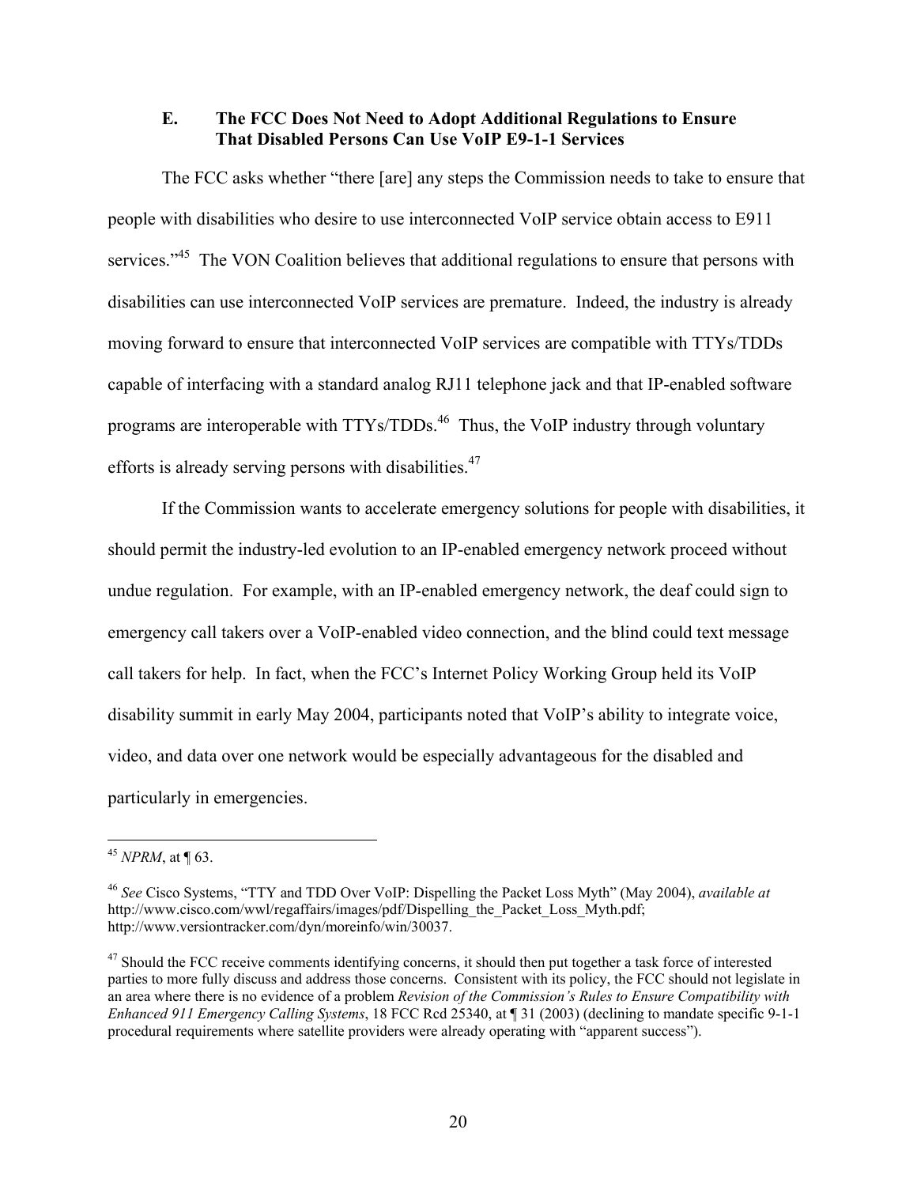### E. The FCC Does Not Need to Adopt Additional Regulations to Ensure That Disabled Persons Can Use VoIP E9-1-1 Services

The FCC asks whether "there [are] any steps the Commission needs to take to ensure that people with disabilities who desire to use interconnected VoIP service obtain access to E911 services."[45] The VON Coalition believes that additional regulations to ensure that persons with disabilities can use interconnected VoIP services are premature. Indeed, the industry is already moving forward to ensure that interconnected VoIP services are compatible with TTYs/TDDs capable of interfacing with a standard analog RJ11 telephone jack and that IP-enabled software programs are interoperable with TTYs/TDDs.[46] Thus, the VoIP industry through voluntary efforts is already serving persons with disabilities.[47]

If the Commission wants to accelerate emergency solutions for people with disabilities, it should permit the industry-led evolution to an IP-enabled emergency network proceed without undue regulation. For example, with an IP-enabled emergency network, the deaf could sign to emergency call takers over a VoIP-enabled video connection, and the blind could text message call takers for help. In fact, when the FCC's Internet Policy Working Group held its VoIP disability summit in early May 2004, participants noted that VoIP's ability to integrate voice, video, and data over one network would be especially advantageous for the disabled and particularly in emergencies.

---

[45] *NPRM*, at ¶ 63.

[46] *See* Cisco Systems, "TTY and TDD Over VoIP: Dispelling the Packet Loss Myth" (May 2004), *available at* http://www.cisco.com/wwl/regaffairs/images/pdf/Dispelling_the_Packet_Loss_Myth.pdf; http://www.versiontracker.com/dyn/moreinfo/win/30037.

[47] Should the FCC receive comments identifying concerns, it should then put together a task force of interested parties to more fully discuss and address those concerns. Consistent with its policy, the FCC should not legislate in an area where there is no evidence of a problem *Revision of the Commission's Rules to Ensure Compatibility with Enhanced 911 Emergency Calling Systems*, 18 FCC Rcd 25340, at ¶ 31 (2003) (declining to mandate specific 9-1-1 procedural requirements where satellite providers were already operating with "apparent success").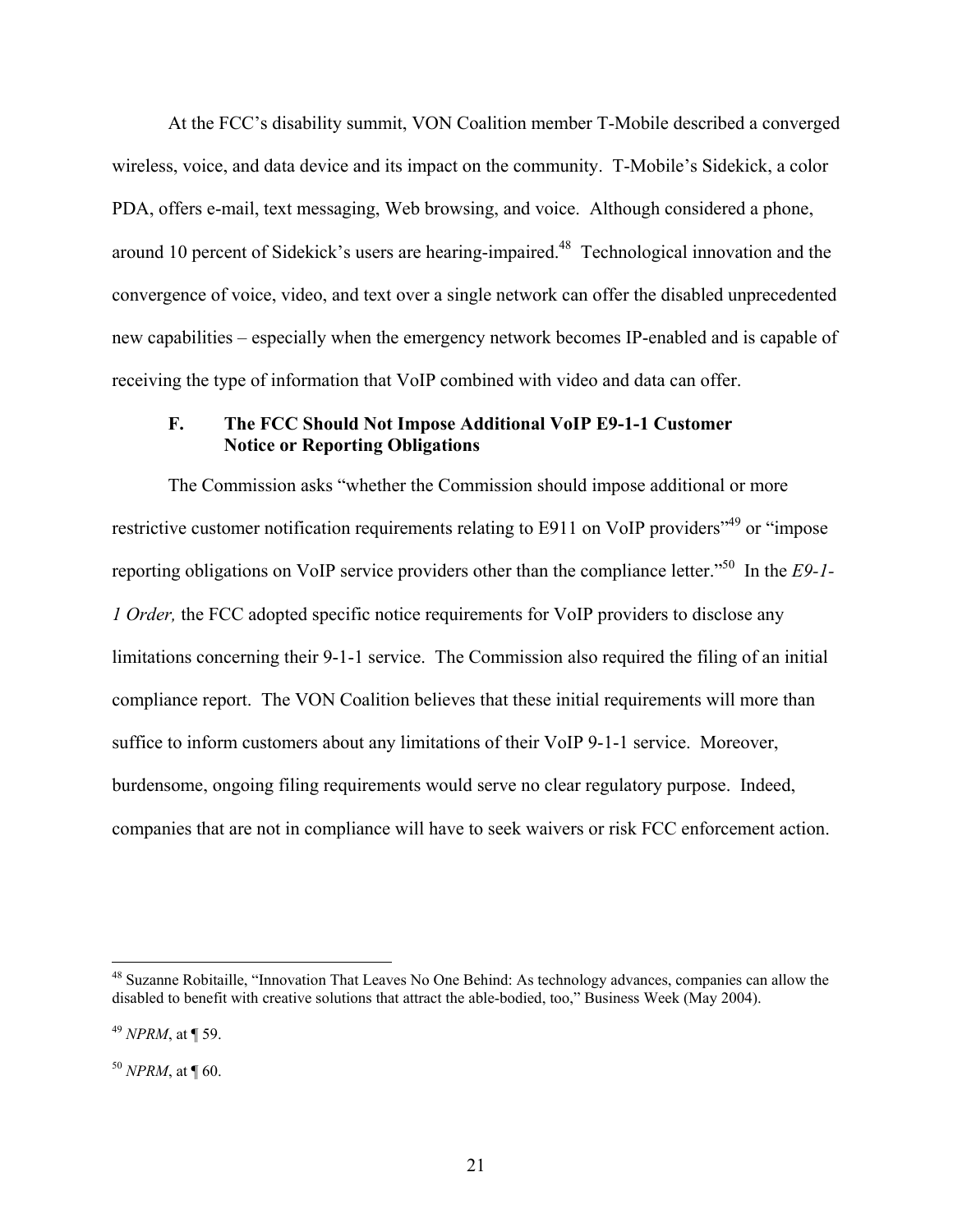At the FCC's disability summit, VON Coalition member T-Mobile described a converged wireless, voice, and data device and its impact on the community. T-Mobile's Sidekick, a color PDA, offers e-mail, text messaging, Web browsing, and voice. Although considered a phone, around 10 percent of Sidekick's users are hearing-impaired.[48] Technological innovation and the convergence of voice, video, and text over a single network can offer the disabled unprecedented new capabilities – especially when the emergency network becomes IP-enabled and is capable of receiving the type of information that VoIP combined with video and data can offer.

### F. The FCC Should Not Impose Additional VoIP E9-1-1 Customer Notice or Reporting Obligations

The Commission asks "whether the Commission should impose additional or more restrictive customer notification requirements relating to E911 on VoIP providers"[49] or "impose reporting obligations on VoIP service providers other than the compliance letter."[50] In the *E9-1-1 Order,* the FCC adopted specific notice requirements for VoIP providers to disclose any limitations concerning their 9-1-1 service. The Commission also required the filing of an initial compliance report. The VON Coalition believes that these initial requirements will more than suffice to inform customers about any limitations of their VoIP 9-1-1 service. Moreover, burdensome, ongoing filing requirements would serve no clear regulatory purpose. Indeed, companies that are not in compliance will have to seek waivers or risk FCC enforcement action.

---

[48] Suzanne Robitaille, "Innovation That Leaves No One Behind: As technology advances, companies can allow the disabled to benefit with creative solutions that attract the able-bodied, too," Business Week (May 2004).

[49] *NPRM*, at ¶ 59.

[50] *NPRM*, at ¶ 60.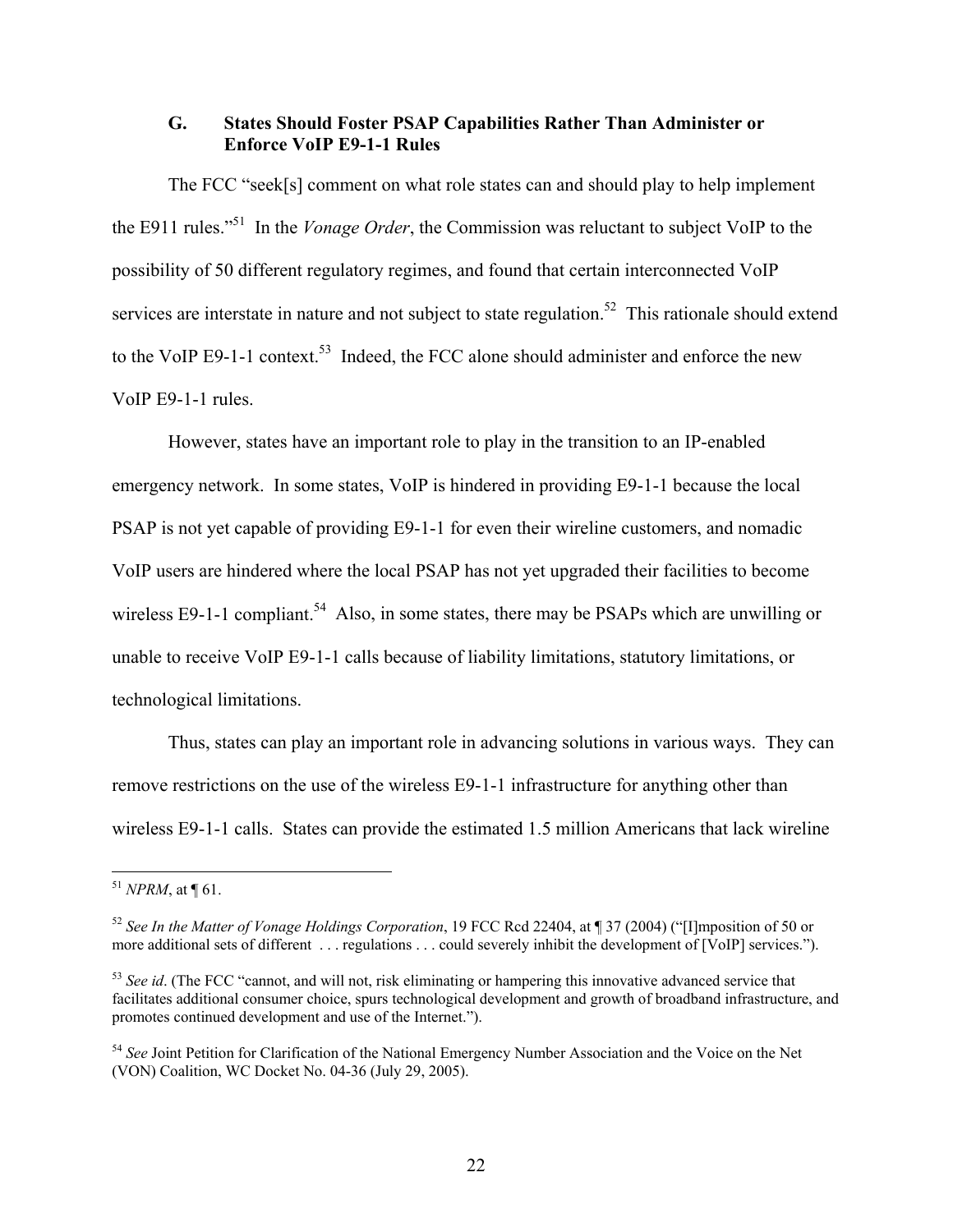### G. States Should Foster PSAP Capabilities Rather Than Administer or Enforce VoIP E9-1-1 Rules

The FCC "seek[s] comment on what role states can and should play to help implement the E911 rules."[51] In the *Vonage Order*, the Commission was reluctant to subject VoIP to the possibility of 50 different regulatory regimes, and found that certain interconnected VoIP services are interstate in nature and not subject to state regulation.[52] This rationale should extend to the VoIP E9-1-1 context.[53] Indeed, the FCC alone should administer and enforce the new VoIP E9-1-1 rules.

However, states have an important role to play in the transition to an IP-enabled emergency network. In some states, VoIP is hindered in providing E9-1-1 because the local PSAP is not yet capable of providing E9-1-1 for even their wireline customers, and nomadic VoIP users are hindered where the local PSAP has not yet upgraded their facilities to become wireless E9-1-1 compliant.[54] Also, in some states, there may be PSAPs which are unwilling or unable to receive VoIP E9-1-1 calls because of liability limitations, statutory limitations, or technological limitations.

Thus, states can play an important role in advancing solutions in various ways. They can remove restrictions on the use of the wireless E9-1-1 infrastructure for anything other than wireless E9-1-1 calls. States can provide the estimated 1.5 million Americans that lack wireline

---

[51] *NPRM*, at ¶ 61.

[52] *See In the Matter of Vonage Holdings Corporation*, 19 FCC Rcd 22404, at ¶ 37 (2004) ("[I]mposition of 50 or more additional sets of different . . . regulations . . . could severely inhibit the development of [VoIP] services.").

[53] *See id*. (The FCC "cannot, and will not, risk eliminating or hampering this innovative advanced service that facilitates additional consumer choice, spurs technological development and growth of broadband infrastructure, and promotes continued development and use of the Internet.").

[54] *See* Joint Petition for Clarification of the National Emergency Number Association and the Voice on the Net (VON) Coalition, WC Docket No. 04-36 (July 29, 2005).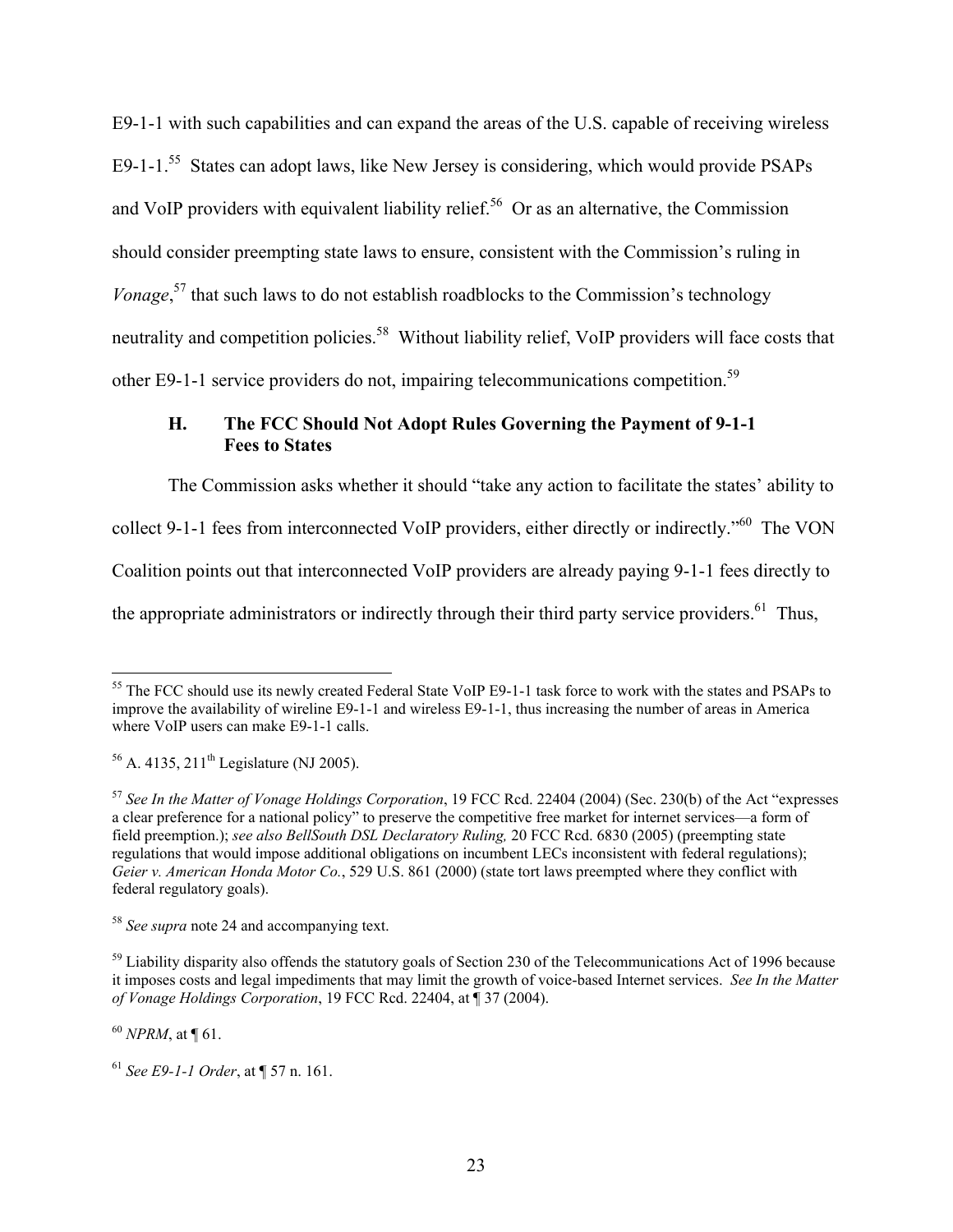E9-1-1 with such capabilities and can expand the areas of the U.S. capable of receiving wireless E9-1-1.[55] States can adopt laws, like New Jersey is considering, which would provide PSAPs and VoIP providers with equivalent liability relief.[56] Or as an alternative, the Commission should consider preempting state laws to ensure, consistent with the Commission's ruling in *Vonage*,[57] that such laws to do not establish roadblocks to the Commission's technology neutrality and competition policies.[58] Without liability relief, VoIP providers will face costs that other E9-1-1 service providers do not, impairing telecommunications competition.[59]

### H. The FCC Should Not Adopt Rules Governing the Payment of 9-1-1 Fees to States

The Commission asks whether it should "take any action to facilitate the states' ability to collect 9-1-1 fees from interconnected VoIP providers, either directly or indirectly."[60] The VON Coalition points out that interconnected VoIP providers are already paying 9-1-1 fees directly to the appropriate administrators or indirectly through their third party service providers.[61] Thus,

---

[55] The FCC should use its newly created Federal State VoIP E9-1-1 task force to work with the states and PSAPs to improve the availability of wireline E9-1-1 and wireless E9-1-1, thus increasing the number of areas in America where VoIP users can make E9-1-1 calls.

[56] A. 4135, 211th Legislature (NJ 2005).

[57] *See In the Matter of Vonage Holdings Corporation*, 19 FCC Rcd. 22404 (2004) (Sec. 230(b) of the Act "expresses a clear preference for a national policy" to preserve the competitive free market for internet services—a form of field preemption.); *see also BellSouth DSL Declaratory Ruling,* 20 FCC Rcd. 6830 (2005) (preempting state regulations that would impose additional obligations on incumbent LECs inconsistent with federal regulations); *Geier v. American Honda Motor Co.*, 529 U.S. 861 (2000) (state tort laws preempted where they conflict with federal regulatory goals).

[58] *See supra* note 24 and accompanying text.

[59] Liability disparity also offends the statutory goals of Section 230 of the Telecommunications Act of 1996 because it imposes costs and legal impediments that may limit the growth of voice-based Internet services. *See In the Matter of Vonage Holdings Corporation*, 19 FCC Rcd. 22404, at ¶ 37 (2004).

[60] *NPRM*, at ¶ 61.

[61] *See E9-1-1 Order*, at ¶ 57 n. 161.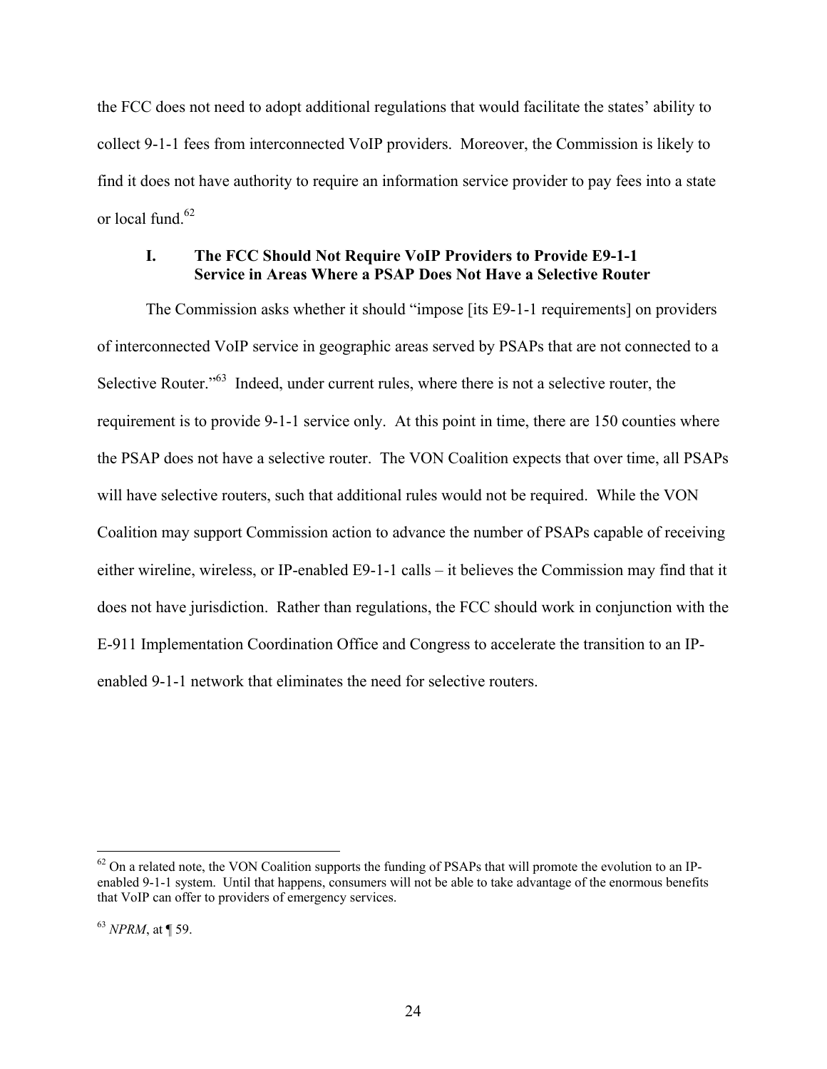the FCC does not need to adopt additional regulations that would facilitate the states' ability to collect 9-1-1 fees from interconnected VoIP providers. Moreover, the Commission is likely to find it does not have authority to require an information service provider to pay fees into a state or local fund.[62]

### I. The FCC Should Not Require VoIP Providers to Provide E9-1-1 Service in Areas Where a PSAP Does Not Have a Selective Router

The Commission asks whether it should "impose [its E9-1-1 requirements] on providers of interconnected VoIP service in geographic areas served by PSAPs that are not connected to a Selective Router."[63] Indeed, under current rules, where there is not a selective router, the requirement is to provide 9-1-1 service only. At this point in time, there are 150 counties where the PSAP does not have a selective router. The VON Coalition expects that over time, all PSAPs will have selective routers, such that additional rules would not be required. While the VON Coalition may support Commission action to advance the number of PSAPs capable of receiving either wireline, wireless, or IP-enabled E9-1-1 calls – it believes the Commission may find that it does not have jurisdiction. Rather than regulations, the FCC should work in conjunction with the E-911 Implementation Coordination Office and Congress to accelerate the transition to an IP-enabled 9-1-1 network that eliminates the need for selective routers.

---

[62] On a related note, the VON Coalition supports the funding of PSAPs that will promote the evolution to an IP-enabled 9-1-1 system. Until that happens, consumers will not be able to take advantage of the enormous benefits that VoIP can offer to providers of emergency services.

[63] *NPRM*, at ¶ 59.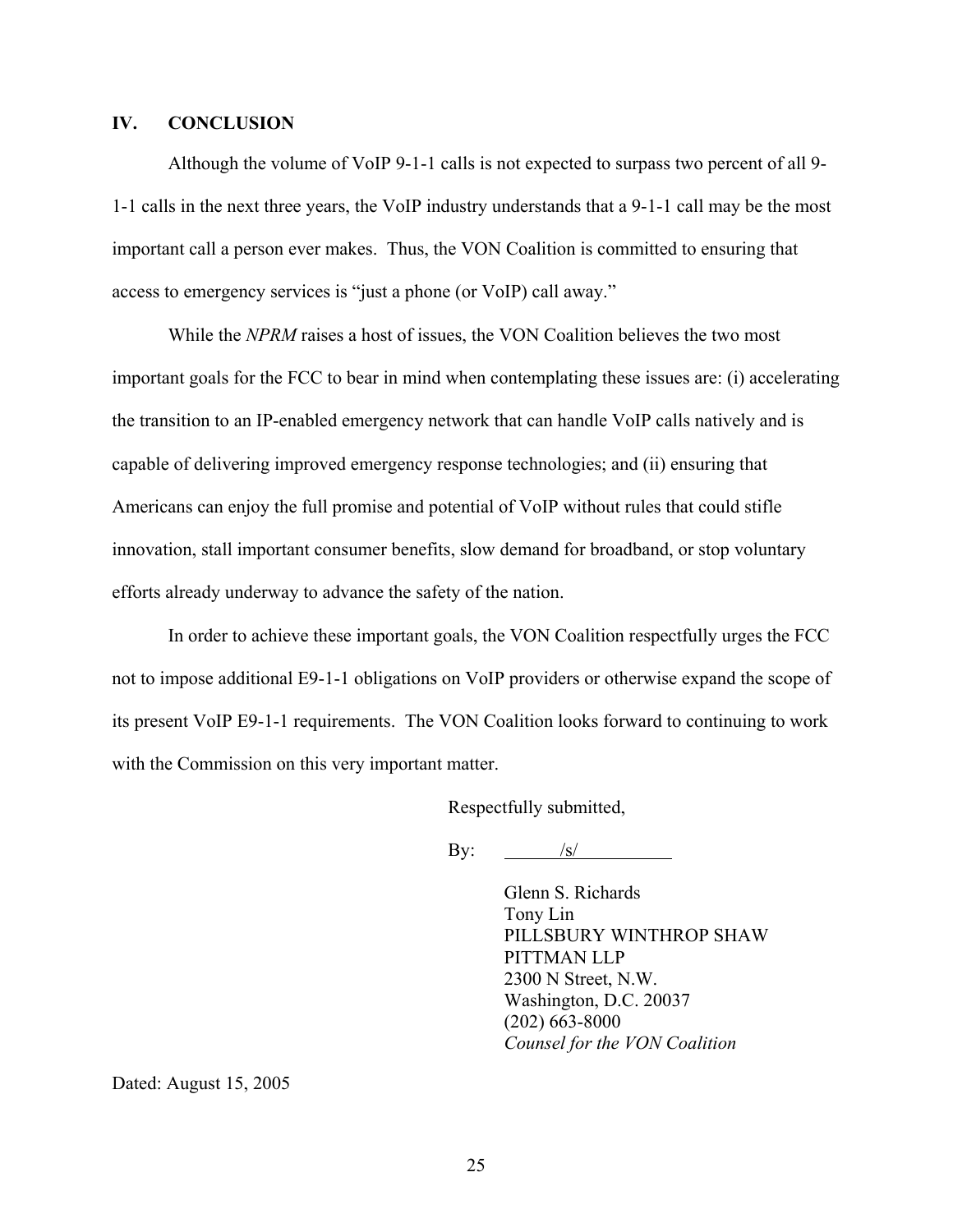## IV. CONCLUSION

Although the volume of VoIP 9-1-1 calls is not expected to surpass two percent of all 9-1-1 calls in the next three years, the VoIP industry understands that a 9-1-1 call may be the most important call a person ever makes. Thus, the VON Coalition is committed to ensuring that access to emergency services is "just a phone (or VoIP) call away."

While the *NPRM* raises a host of issues, the VON Coalition believes the two most important goals for the FCC to bear in mind when contemplating these issues are: (i) accelerating the transition to an IP-enabled emergency network that can handle VoIP calls natively and is capable of delivering improved emergency response technologies; and (ii) ensuring that Americans can enjoy the full promise and potential of VoIP without rules that could stifle innovation, stall important consumer benefits, slow demand for broadband, or stop voluntary efforts already underway to advance the safety of the nation.

In order to achieve these important goals, the VON Coalition respectfully urges the FCC not to impose additional E9-1-1 obligations on VoIP providers or otherwise expand the scope of its present VoIP E9-1-1 requirements. The VON Coalition looks forward to continuing to work with the Commission on this very important matter.

Respectfully submitted,

By: /s/

Glenn S. Richards
Tony Lin
PILLSBURY WINTHROP SHAW PITTMAN LLP
2300 N Street, N.W.
Washington, D.C. 20037
(202) 663-8000
*Counsel for the VON Coalition*

Dated: August 15, 2005